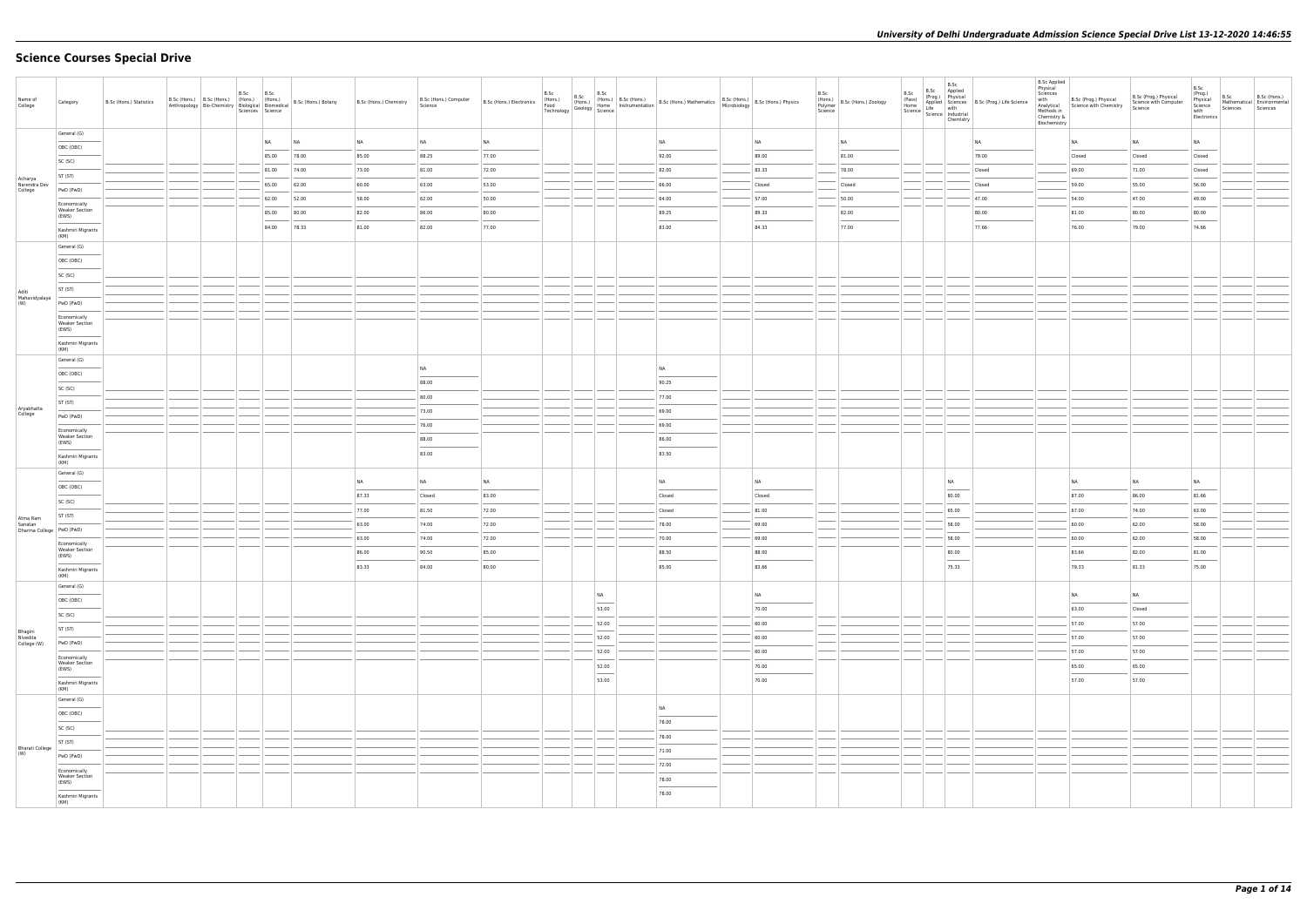# Science Courses Special Drive

| Name of College | Category | B.Sc (Hons.) Statistics | B.Sc (Hons.) Anthropology | B.Sc (Hons.) Bio-Chemistry | B.Sc (Hons.) Biological Sciences | B.Sc (Hons.) Biomedical Science | B.Sc (Hons.) Botany | B.Sc (Hons.) Chemistry | B.Sc (Hons.) Computer Science | B.Sc (Hons.) Electronics | B.Sc (Hons.) Food Technology | B.Sc (Hons.) Geology | B.Sc (Hons.) Home Science | B.Sc (Hons.) Instrumentation | B.Sc (Hons.) Mathematics | B.Sc (Hons.) Microbiology | B.Sc (Hons.) Physics | B.Sc (Hons.) Polymer Science | B.Sc (Hons.) Zoology | B.Sc (Pass) Home Science | B.Sc (Prog.) Applied Life Science | B.Sc Applied Physical Sciences with Industrial Chemistry | B.Sc (Prog.) Life Science | B.Sc Applied Physical Sciences with Analytical Methods in Chemistry & Biochemistry | B.Sc (Prog.) Physical Science with Chemistry | B.Sc (Prog.) Physical Science with Computer Science | B.Sc (Prog.) Physical Science with Electronics | B.Sc Mathematical Sciences | B.Sc (Hons.) Environmental Sciences |
|---|---|---|---|---|---|---|---|---|---|---|---|---|---|---|---|---|---|---|---|---|---|---|---|---|---|---|---|---|---|
| Acharya Narendra Dev College | General (G) | | | | | NA | NA | NA | NA | NA | | | | | NA | | NA | | NA | | | | NA | | NA | NA | NA | | |
| | OBC (OBC) | | | | | 85.00 | 78.00 | 85.00 | 88.25 | 77.00 | | | | | 92.00 | | 89.00 | | 81.00 | | | | 79.00 | | Closed | Closed | Closed | | |
| | SC (SC) | | | | | 81.00 | 74.00 | 73.00 | 81.00 | 72.00 | | | | | 82.00 | | 83.33 | | 78.00 | | | | Closed | | 69.00 | 71.00 | Closed | | |
| | ST (ST) | | | | | 65.00 | 62.00 | 60.00 | 63.00 | 53.00 | | | | | 66.00 | | Closed | | Closed | | | | Closed | | 59.00 | 55.00 | 56.00 | | |
| | PwD (PwD) | | | | | 62.00 | 52.00 | 58.00 | 62.00 | 50.00 | | | | | 64.00 | | 57.00 | | 50.00 | | | | 47.00 | | 54.00 | 47.00 | 49.00 | | |
| | Economically Weaker Section (EWS) | | | | | 85.00 | 80.00 | 82.00 | 86.00 | 80.00 | | | | | 89.25 | | 89.33 | | 82.00 | | | | 80.00 | | 81.00 | 80.00 | 80.00 | | |
| | Kashmiri Migrants (KM) | | | | | 84.00 | 78.33 | 81.00 | 82.00 | 77.00 | | | | | 83.00 | | 84.33 | | 77.00 | | | | 77.66 | | 76.00 | 79.00 | 74.66 | | |
| Aditi Mahavidyalaya (W) | General (G) | | | | | | | | | | | | | | | | | | | | | | | | | | | | |
| | OBC (OBC) | | | | | | | | | | | | | | | | | | | | | | | | | | | | |
| | SC (SC) | | | | | | | | | | | | | | | | | | | | | | | | | | | | |
| | ST (ST) | | | | | | | | | | | | | | | | | | | | | | | | | | | | |
| | PwD (PwD) | | | | | | | | | | | | | | | | | | | | | | | | | | | | |
| | Economically Weaker Section (EWS) | | | | | | | | | | | | | | | | | | | | | | | | | | | | |
| | Kashmiri Migrants (KM) | | | | | | | | | | | | | | | | | | | | | | | | | | | | |
| Aryabhatta College | General (G) | | | | | | | | NA | | | | | | NA | | | | | | | | | | | | | | |
| | OBC (OBC) | | | | | | | | 88.00 | | | | | | 90.25 | | | | | | | | | | | | | | |
| | SC (SC) | | | | | | | | 80.00 | | | | | | 77.00 | | | | | | | | | | | | | | |
| | ST (ST) | | | | | | | | 73.00 | | | | | | 69.00 | | | | | | | | | | | | | | |
| | PwD (PwD) | | | | | | | | 76.00 | | | | | | 69.00 | | | | | | | | | | | | | | |
| | Economically Weaker Section (EWS) | | | | | | | | 88.00 | | | | | | 86.00 | | | | | | | | | | | | | | |
| | Kashmiri Migrants (KM) | | | | | | | | 83.00 | | | | | | 83.50 | | | | | | | | | | | | | | |
| Atma Ram Sanatan Dharma College | General (G) | | | | | | | NA | NA | NA | | | | | NA | | NA | | | | | NA | | | NA | NA | NA | | |
| | OBC (OBC) | | | | | | | 87.33 | Closed | 83.00 | | | | | Closed | | Closed | | | | | 80.00 | | | 87.00 | 86.00 | 81.66 | | |
| | SC (SC) | | | | | | | 77.00 | 81.50 | 72.00 | | | | | Closed | | 81.00 | | | | | 65.00 | | | 67.00 | 74.00 | 63.00 | | |
| | ST (ST) | | | | | | | 63.00 | 74.00 | 72.00 | | | | | 78.00 | | 69.00 | | | | | 58.00 | | | 60.00 | 62.00 | 58.00 | | |
| | PwD (PwD) | | | | | | | 63.00 | 74.00 | 72.00 | | | | | 70.00 | | 69.00 | | | | | 58.00 | | | 60.00 | 62.00 | 58.00 | | |
| | Economically Weaker Section (EWS) | | | | | | | 86.00 | 90.50 | 85.00 | | | | | 88.50 | | 88.00 | | | | | 80.00 | | | 83.66 | 82.00 | 81.00 | | |
| | Kashmiri Migrants (KM) | | | | | | | 83.33 | 84.00 | 80.00 | | | | | 85.00 | | 83.66 | | | | | 75.33 | | | 79.33 | 81.33 | 75.00 | | |
| Bhagini Nivedita College (W) | General (G) | | | | | | | | | | | | NA | | | | NA | | | | | | | | NA | NA | | | |
| | OBC (OBC) | | | | | | | | | | | | 53.00 | | | | 70.00 | | | | | | | | 63.00 | Closed | | | |
| | SC (SC) | | | | | | | | | | | | 52.00 | | | | 60.00 | | | | | | | | 57.00 | 57.00 | | | |
| | ST (ST) | | | | | | | | | | | | 52.00 | | | | 60.00 | | | | | | | | 57.00 | 57.00 | | | |
| | PwD (PwD) | | | | | | | | | | | | 52.00 | | | | 60.00 | | | | | | | | 57.00 | 57.00 | | | |
| | Economically Weaker Section (EWS) | | | | | | | | | | | | 52.00 | | | | 70.00 | | | | | | | | 65.00 | 65.00 | | | |
| | Kashmiri Migrants (KM) | | | | | | | | | | | | 53.00 | | | | 70.00 | | | | | | | | 57.00 | 57.00 | | | |
| Bharati College (W) | General (G) | | | | | | | | | | | | | | NA | | | | | | | | | | | | | | |
| | OBC (OBC) | | | | | | | | | | | | | | 78.00 | | | | | | | | | | | | | | |
| | SC (SC) | | | | | | | | | | | | | | 78.00 | | | | | | | | | | | | | | |
| | ST (ST) | | | | | | | | | | | | | | 71.00 | | | | | | | | | | | | | | |
| | PwD (PwD) | | | | | | | | | | | | | | 72.00 | | | | | | | | | | | | | | |
| | Economically Weaker Section (EWS) | | | | | | | | | | | | | | 78.00 | | | | | | | | | | | | | | |
| | Kashmiri Migrants (KM) | | | | | | | | | | | | | | 78.00 | | | | | | | | | | | | | | |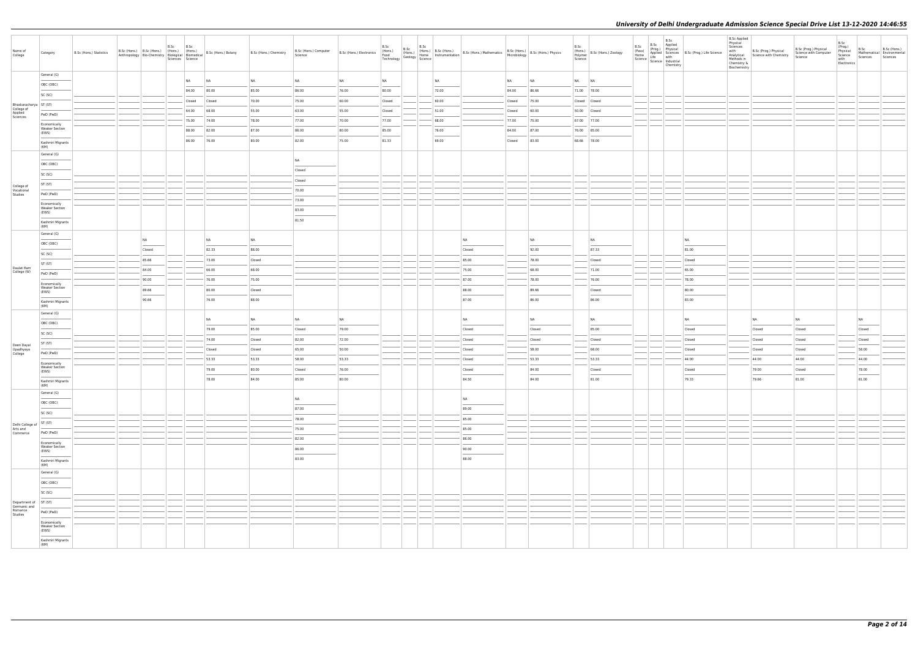# University of Delhi Undergraduate Admission Science Special Drive List 13-12-2020 14:46:55

| Name of College | Category | B.Sc (Hons.) Statistics | B.Sc (Hons.) Anthropology | B.Sc (Hons.) Bio-Chemistry | B.Sc (Hons.) Biological Sciences | B.Sc (Hons.) Biomedical Science | B.Sc (Hons.) Botany | B.Sc (Hons.) Chemistry | B.Sc (Hons.) Computer Science | B.Sc (Hons.) Electronics | B.Sc (Hons.) Food Technology | B.Sc (Hons.) Geology | B.Sc (Hons.) Home Science | B.Sc (Hons.) Instrumentation | B.Sc (Hons.) Mathematics | B.Sc (Hons.) Microbiology | B.Sc (Hons.) Physics | B.Sc (Hons.) Polymer Science | B.Sc (Hons.) Zoology | B.Sc (Pass) Home Science | B.Sc (Prog.) Applied Life Science | B.Sc Applied Physical Sciences with Industrial Chemistry | B.Sc (Prog.) Life Science | B.Sc Applied Physical Sciences with Analytical Methods in Chemistry & Biochemistry | B.Sc (Prog.) Physical Science with Chemistry | B.Sc (Prog.) Physical Science with Computer Science | B.Sc (Prog.) Physical Science with Electronics | B.Sc Mathematical Sciences | B.Sc (Hons.) Environmental Sciences |
|---|---|---|---|---|---|---|---|---|---|---|---|---|---|---|---|---|---|---|---|---|---|---|---|---|---|---|---|---|---|
| Bhaskaracharya College of Applied Sciences | General (G) | | | | | NA | NA | NA | NA | NA | NA | | | NA | | NA | NA | NA | NA | | | | | | | | | | |
| | OBC (OBC) | | | | | 84.00 | 80.00 | 85.00 | 86.00 | 76.00 | 80.00 | | | 72.00 | | 84.00 | 86.66 | 71.00 | 78.00 | | | | | | | | | | |
| | SC (SC) | | | | | Closed | Closed | 70.00 | 75.00 | 60.00 | Closed | | | 60.00 | | Closed | 75.00 | Closed | Closed | | | | | | | | | | |
| | ST (ST) | | | | | 64.00 | 68.00 | 55.00 | 63.00 | 55.00 | Closed | | | 51.00 | | Closed | 60.00 | 50.00 | Closed | | | | | | | | | | |
| | PwD (PwD) | | | | | 75.00 | 74.00 | 78.00 | 77.00 | 70.00 | 77.00 | | | 68.00 | | 77.00 | 75.00 | 67.00 | 77.00 | | | | | | | | | | |
| | Economically Weaker Section (EWS) | | | | | 88.00 | 82.00 | 87.00 | 86.00 | 80.00 | 85.00 | | | 76.00 | | 84.00 | 87.00 | 76.00 | 85.00 | | | | | | | | | | |
| | Kashmiri Migrants (KM) | | | | | 86.00 | 76.00 | 80.00 | 82.00 | 75.00 | 81.33 | | | 69.00 | | Closed | 83.00 | 68.66 | 78.00 | | | | | | | | | | |
| College of Vocational Studies | General (G) | | | | | | | | NA | | | | | | | | | | | | | | | | | | | | |
| | OBC (OBC) | | | | | | | | Closed | | | | | | | | | | | | | | | | | | | | |
| | SC (SC) | | | | | | | | Closed | | | | | | | | | | | | | | | | | | | | |
| | ST (ST) | | | | | | | | 70.00 | | | | | | | | | | | | | | | | | | | | |
| | PwD (PwD) | | | | | | | | 73.00 | | | | | | | | | | | | | | | | | | | | |
| | Economically Weaker Section (EWS) | | | | | | | | 83.00 | | | | | | | | | | | | | | | | | | | | |
| | Kashmiri Migrants (KM) | | | | | | | | 81.50 | | | | | | | | | | | | | | | | | | | | |
| Daulat Ram College (W) | General (G) | | | NA | | | NA | NA | | | | | | | NA | | NA | | NA | | | | NA | | | | | | |
| | OBC (OBC) | | | Closed | | | 82.33 | 88.00 | | | | | | | Closed | | 92.00 | | 87.33 | | | | 81.00 | | | | | | |
| | SC (SC) | | | 85.66 | | | 73.00 | Closed | | | | | | | 85.00 | | 78.00 | | Closed | | | | Closed | | | | | | |
| | ST (ST) | | | 84.00 | | | 66.00 | 68.00 | | | | | | | 75.00 | | 68.00 | | 71.00 | | | | 65.00 | | | | | | |
| | PwD (PwD) | | | 90.00 | | | 76.00 | 75.00 | | | | | | | 87.00 | | 78.00 | | 76.00 | | | | 78.00 | | | | | | |
| | Economically Weaker Section (EWS) | | | 89.66 | | | 80.00 | Closed | | | | | | | 88.00 | | 89.66 | | Closed | | | | 80.00 | | | | | | |
| | Kashmiri Migrants (KM) | | | 90.66 | | | 76.00 | 88.00 | | | | | | | 87.00 | | 86.00 | | 86.00 | | | | 83.00 | | | | | | |
| Deen Dayal Upadhyaya College | General (G) | | | | | | NA | NA | NA | NA | | | | | NA | | NA | | NA | | | | NA | | NA | NA | | NA | |
| | OBC (OBC) | | | | | | 79.00 | 85.00 | Closed | 79.00 | | | | | Closed | | Closed | | 85.00 | | | | Closed | | Closed | Closed | | Closed | |
| | SC (SC) | | | | | | 74.00 | Closed | 82.00 | 72.00 | | | | | Closed | | Closed | | Closed | | | | Closed | | Closed | Closed | | Closed | |
| | ST (ST) | | | | | | Closed | Closed | 65.00 | 50.00 | | | | | Closed | | 58.00 | | 68.00 | | | | Closed | | Closed | Closed | | 58.00 | |
| | PwD (PwD) | | | | | | 53.33 | 53.33 | 58.00 | 53.33 | | | | | Closed | | 53.33 | | 53.33 | | | | 44.00 | | 44.00 | 44.00 | | 44.00 | |
| | Economically Weaker Section (EWS) | | | | | | 79.00 | 80.00 | Closed | 76.00 | | | | | Closed | | 84.00 | | Closed | | | | Closed | | 79.00 | Closed | | 78.00 | |
| | Kashmiri Migrants (KM) | | | | | | 78.00 | 84.00 | 85.00 | 80.00 | | | | | 84.50 | | 84.00 | | 81.00 | | | | 79.33 | | 79.66 | 81.00 | | 81.00 | |
| Delhi College of Arts and Commerce | General (G) | | | | | | | | NA | | | | | | NA | | | | | | | | | | | | | | |
| | OBC (OBC) | | | | | | | | 87.00 | | | | | | 89.00 | | | | | | | | | | | | | | |
| | SC (SC) | | | | | | | | 78.00 | | | | | | 85.00 | | | | | | | | | | | | | | |
| | ST (ST) | | | | | | | | 75.00 | | | | | | 85.00 | | | | | | | | | | | | | | |
| | PwD (PwD) | | | | | | | | 82.00 | | | | | | 86.00 | | | | | | | | | | | | | | |
| | Economically Weaker Section (EWS) | | | | | | | | 86.00 | | | | | | 90.00 | | | | | | | | | | | | | | |
| | Kashmiri Migrants (KM) | | | | | | | | 83.00 | | | | | | 88.00 | | | | | | | | | | | | | | |
| Department of Germanic and Romance Studies | General (G) | | | | | | | | | | | | | | | | | | | | | | | | | | | | |
| | OBC (OBC) | | | | | | | | | | | | | | | | | | | | | | | | | | | | |
| | SC (SC) | | | | | | | | | | | | | | | | | | | | | | | | | | | | |
| | ST (ST) | | | | | | | | | | | | | | | | | | | | | | | | | | | | |
| | PwD (PwD) | | | | | | | | | | | | | | | | | | | | | | | | | | | | |
| | Economically Weaker Section (EWS) | | | | | | | | | | | | | | | | | | | | | | | | | | | | |
| | Kashmiri Migrants (KM) | | | | | | | | | | | | | | | | | | | | | | | | | | | | |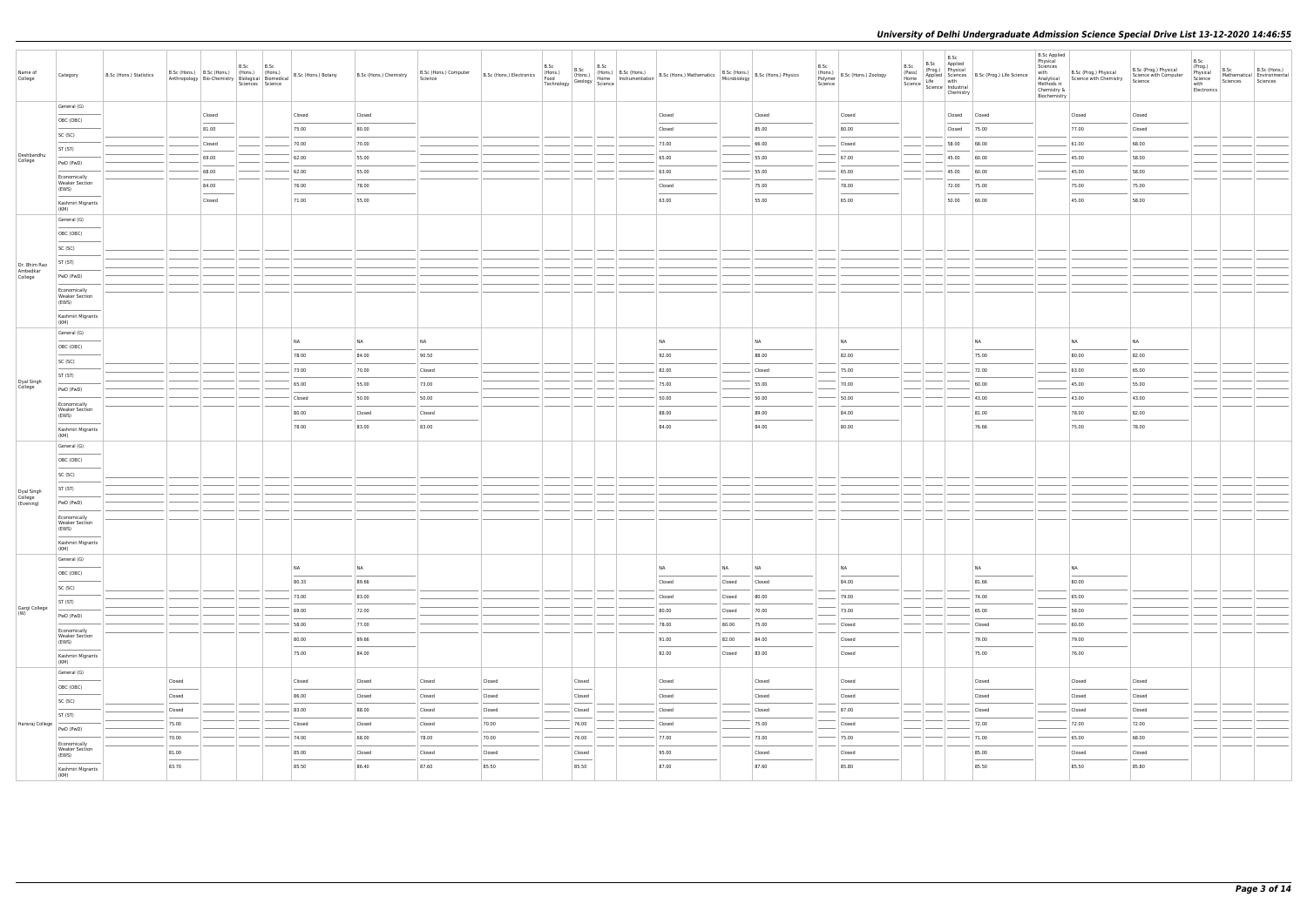| Name of College | Category | B.Sc (Hons.) Statistics | B.Sc (Hons.) Anthropology | B.Sc (Hons.) Bio-Chemistry | B.Sc (Hons.) Biological Sciences | B.Sc (Hons.) Biomedical Science | B.Sc (Hons.) Botany | B.Sc (Hons.) Chemistry | B.Sc (Hons.) Computer Science | B.Sc (Hons.) Electronics | B.Sc (Hons.) Food Technology | B.Sc (Hons.) Geology | B.Sc (Hons.) Home Science | B.Sc (Hons.) Instrumentation | B.Sc (Hons.) Mathematics | B.Sc (Hons.) Microbiology | B.Sc (Hons.) Physics | B.Sc (Hons.) Polymer Science | B.Sc (Hons.) Zoology | B.Sc (Pass) Home Science | B.Sc (Prog.) Applied Life Science | B.Sc Applied Physical Sciences with Industrial Chemistry | B.Sc (Prog.) Life Science | B.Sc Applied Physical Sciences with Analytical Methods in Chemistry & Biochemistry | B.Sc (Prog.) Physical Science with Chemistry | B.Sc (Prog.) Physical Science with Computer Science | B.Sc (Prog.) Physical Science with Electronics | B.Sc Mathematical Sciences | B.Sc (Hons.) Environmental Sciences |
|---|---|---|---|---|---|---|---|---|---|---|---|---|---|---|---|---|---|---|---|---|---|---|---|---|---|---|---|---|---|
| Deshbandhu College | General (G) | | | Closed | | | Closed | Closed | | | | | | | Closed | | Closed | | Closed | | | Closed | Closed | | Closed | Closed | | | |
| | OBC (OBC) | | | 81.00 | | | 75.00 | 80.00 | | | | | | | Closed | | 85.00 | | 80.00 | | | Closed | 75.00 | | 77.00 | Closed | | | |
| | SC (SC) | | | Closed | | | 70.00 | 70.00 | | | | | | | 73.00 | | 66.00 | | Closed | | | 58.00 | 68.00 | | 61.00 | 68.00 | | | |
| | ST (ST) | | | 69.00 | | | 62.00 | 55.00 | | | | | | | 65.00 | | 55.00 | | 67.00 | | | 45.00 | 60.00 | | 45.00 | 58.00 | | | |
| | PwD (PwD) | | | 68.00 | | | 62.00 | 55.00 | | | | | | | 63.00 | | 55.00 | | 65.00 | | | 45.00 | 60.00 | | 45.00 | 58.00 | | | |
| | Economically Weaker Section (EWS) | | | 84.00 | | | 76.00 | 78.00 | | | | | | | Closed | | 75.00 | | 78.00 | | | 72.00 | 75.00 | | 75.00 | 75.00 | | | |
| | Kashmiri Migrants (KM) | | | Closed | | | 71.00 | 55.00 | | | | | | | 63.00 | | 55.00 | | 65.00 | | | 50.00 | 60.00 | | 45.00 | 58.00 | | | |
| Dr. Bhim Rao Ambedkar College | General (G) | | | | | | | | | | | | | | | | | | | | | | | | | | | | |
| | OBC (OBC) | | | | | | | | | | | | | | | | | | | | | | | | | | | | |
| | SC (SC) | | | | | | | | | | | | | | | | | | | | | | | | | | | | |
| | ST (ST) | | | | | | | | | | | | | | | | | | | | | | | | | | | | |
| | PwD (PwD) | | | | | | | | | | | | | | | | | | | | | | | | | | | | |
| | Economically Weaker Section (EWS) | | | | | | | | | | | | | | | | | | | | | | | | | | | | |
| | Kashmiri Migrants (KM) | | | | | | | | | | | | | | | | | | | | | | | | | | | | |
| Dyal Singh College | General (G) | | | | | | NA | NA | NA | | | | | | NA | | NA | | NA | | | | NA | | NA | NA | | | |
| | OBC (OBC) | | | | | | 78.00 | 84.00 | 90.50 | | | | | | 92.00 | | 88.00 | | 82.00 | | | | 75.00 | | 80.00 | 82.00 | | | |
| | SC (SC) | | | | | | 73.00 | 70.00 | Closed | | | | | | 82.00 | | Closed | | 75.00 | | | | 72.00 | | 63.00 | 65.00 | | | |
| | ST (ST) | | | | | | 65.00 | 55.00 | 73.00 | | | | | | 75.00 | | 55.00 | | 70.00 | | | | 60.00 | | 45.00 | 55.00 | | | |
| | PwD (PwD) | | | | | | Closed | 50.00 | 50.00 | | | | | | 50.00 | | 50.00 | | 50.00 | | | | 43.00 | | 43.00 | 43.00 | | | |
| | Economically Weaker Section (EWS) | | | | | | 80.00 | Closed | Closed | | | | | | 88.00 | | 89.00 | | 84.00 | | | | 81.00 | | 78.00 | 82.00 | | | |
| | Kashmiri Migrants (KM) | | | | | | 78.00 | 83.00 | 83.00 | | | | | | 84.00 | | 84.00 | | 80.00 | | | | 76.66 | | 75.00 | 78.00 | | | |
| Dyal Singh College (Evening) | General (G) | | | | | | | | | | | | | | | | | | | | | | | | | | | | |
| | OBC (OBC) | | | | | | | | | | | | | | | | | | | | | | | | | | | | |
| | SC (SC) | | | | | | | | | | | | | | | | | | | | | | | | | | | | |
| | ST (ST) | | | | | | | | | | | | | | | | | | | | | | | | | | | | |
| | PwD (PwD) | | | | | | | | | | | | | | | | | | | | | | | | | | | | |
| | Economically Weaker Section (EWS) | | | | | | | | | | | | | | | | | | | | | | | | | | | | |
| | Kashmiri Migrants (KM) | | | | | | | | | | | | | | | | | | | | | | | | | | | | |
| Gargi College (W) | General (G) | | | | | | NA | NA | | | | | | | NA | NA | NA | | NA | | | | NA | | NA | | | | |
| | OBC (OBC) | | | | | | 80.33 | 89.66 | | | | | | | Closed | Closed | Closed | | 84.00 | | | | 81.66 | | 80.00 | | | | |
| | SC (SC) | | | | | | 73.00 | 83.00 | | | | | | | Closed | Closed | 80.00 | | 79.00 | | | | 74.00 | | 65.00 | | | | |
| | ST (ST) | | | | | | 69.00 | 72.00 | | | | | | | 80.00 | Closed | 70.00 | | 73.00 | | | | 65.00 | | 58.00 | | | | |
| | PwD (PwD) | | | | | | 58.00 | 77.00 | | | | | | | 78.00 | 80.00 | 75.00 | | Closed | | | | Closed | | 60.00 | | | | |
| | Economically Weaker Section (EWS) | | | | | | 80.00 | 89.66 | | | | | | | 91.00 | 82.00 | 84.00 | | Closed | | | | 79.00 | | 79.00 | | | | |
| | Kashmiri Migrants (KM) | | | | | | 75.00 | 84.00 | | | | | | | 82.00 | Closed | 83.00 | | Closed | | | | 75.00 | | 76.00 | | | | |
| Hansraj College | General (G) | | Closed | | | | Closed | Closed | Closed | Closed | | Closed | | | Closed | | Closed | | Closed | | | | Closed | | Closed | Closed | | | |
| | OBC (OBC) | | Closed | | | | 86.00 | Closed | Closed | Closed | | Closed | | | Closed | | Closed | | Closed | | | | Closed | | Closed | Closed | | | |
| | SC (SC) | | Closed | | | | 83.00 | 88.00 | Closed | Closed | | Closed | | | Closed | | Closed | | 87.00 | | | | Closed | | Closed | Closed | | | |
| | ST (ST) | | 75.00 | | | | Closed | Closed | Closed | 70.00 | | 76.00 | | | Closed | | 75.00 | | Closed | | | | 72.00 | | 72.00 | 72.00 | | | |
| | PwD (PwD) | | 70.00 | | | | 74.00 | 68.00 | 78.00 | 70.00 | | 76.00 | | | 77.00 | | 73.00 | | 75.00 | | | | 71.00 | | 65.00 | 68.00 | | | |
| | Economically Weaker Section (EWS) | | 81.00 | | | | 85.00 | Closed | Closed | Closed | | Closed | | | 95.00 | | Closed | | Closed | | | | 85.00 | | Closed | Closed | | | |
| | Kashmiri Migrants (KM) | | 83.70 | | | | 85.50 | 86.40 | 87.60 | 85.50 | | 85.50 | | | 87.00 | | 87.60 | | 85.80 | | | | 85.50 | | 85.50 | 85.80 | | | |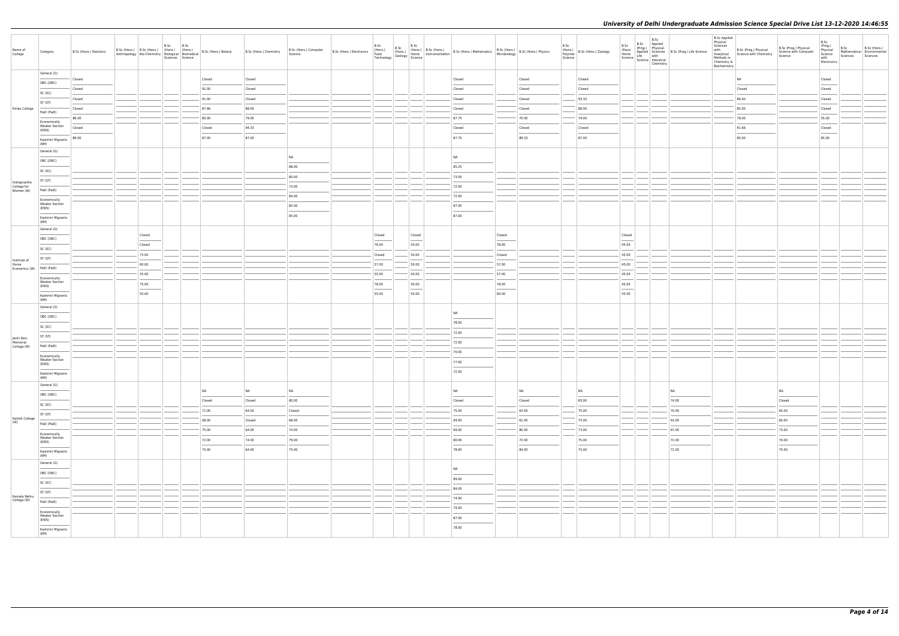| Name of College | Category | B.Sc (Hons.) Statistics | B.Sc (Hons.) Anthropology | B.Sc (Hons.) Bio-Chemistry | B.Sc (Hons.) Biological Sciences | B.Sc (Hons.) Biomedical Science | B.Sc (Hons.) Botany | B.Sc (Hons.) Chemistry | B.Sc (Hons.) Computer Science | B.Sc (Hons.) Electronics | B.Sc (Hons.) Food Technology | B.Sc (Hons.) Geology | B.Sc (Hons.) Home Science | B.Sc (Hons.) Instrumentation | B.Sc (Hons.) Mathematics | B.Sc (Hons.) Microbiology | B.Sc (Hons.) Physics | B.Sc (Hons.) Polymer Science | B.Sc (Hons.) Zoology | B.Sc (Pass) Home Science | B.Sc (Prog.) Applied Life Science | B.Sc Applied Physical Sciences with Industrial Chemistry | B.Sc (Prog.) Life Science | B.Sc Applied Physical Sciences with Analytical Methods in Chemistry & Biochemistry | B.Sc (Prog.) Physical Science with Chemistry | B.Sc (Prog.) Physical Science with Computer Science | B.Sc (Prog.) Physical Science with Electronics | B.Sc Mathematical Sciences | B.Sc (Hons.) Environmental Sciences |
|---|---|---|---|---|---|---|---|---|---|---|---|---|---|---|---|---|---|---|---|---|---|---|---|---|---|---|---|---|---|
| Hindu College | General (G) | Closed | | | | | Closed | Closed | | | | | | | Closed | | Closed | | Closed | | | | | | NA | | Closed | | |
| | OBC (OBC) | Closed | | | | | 91.00 | Closed | | | | | | | Closed | | Closed | | Closed | | | | | | Closed | | Closed | | |
| | SC (SC) | Closed | | | | | 91.00 | Closed | | | | | | | Closed | | Closed | | 93.33 | | | | | | 86.00 | | Closed | | |
| | ST (ST) | Closed | | | | | 87.66 | 88.00 | | | | | | | Closed | | Closed | | 88.00 | | | | | | 85.00 | | Closed | | |
| | PwD (PwD) | 86.00 | | | | | 80.00 | 79.00 | | | | | | | 87.75 | | 70.00 | | 79.00 | | | | | | 78.00 | | 55.00 | | |
| | Economically Weaker Section (EWS) | Closed | | | | | Closed | 94.33 | | | | | | | Closed | | Closed | | Closed | | | | | | 91.66 | | Closed | | |
| | Kashmiri Migrants (KM) | 89.00 | | | | | 87.00 | 87.00 | | | | | | | 87.75 | | 89.33 | | 87.00 | | | | | | 85.00 | | 85.00 | | |
| Indraprastha College for Women (W) | General (G) | | | | | | | | NA | | | | | | NA | | | | | | | | | | | | | | |
| | OBC (OBC) | | | | | | | | 88.00 | | | | | | 85.25 | | | | | | | | | | | | | | |
| | SC (SC) | | | | | | | | 80.00 | | | | | | 73.00 | | | | | | | | | | | | | | |
| | ST (ST) | | | | | | | | 73.00 | | | | | | 72.00 | | | | | | | | | | | | | | |
| | PwD (PwD) | | | | | | | | 84.00 | | | | | | 72.00 | | | | | | | | | | | | | | |
| | Economically Weaker Section (EWS) | | | | | | | | 85.00 | | | | | | 87.00 | | | | | | | | | | | | | | |
| | Kashmiri Migrants (KM) | | | | | | | | 85.00 | | | | | | 87.00 | | | | | | | | | | | | | | |
| Institute of Home Economics (W) | General (G) | | | Closed | | | | | | | Closed | | Closed | | | Closed | | | | Closed | | | | | | | | | |
| | OBC (OBC) | | | Closed | | | | | | | 76.00 | | 50.00 | | | 78.00 | | | | 45.00 | | | | | | | | | |
| | SC (SC) | | | 73.00 | | | | | | | Closed | | 50.00 | | | Closed | | | | 45.00 | | | | | | | | | |
| | ST (ST) | | | 60.00 | | | | | | | 57.00 | | 50.00 | | | 57.00 | | | | 45.00 | | | | | | | | | |
| | PwD (PwD) | | | 55.00 | | | | | | | 55.00 | | 50.00 | | | 57.00 | | | | 45.00 | | | | | | | | | |
| | Economically Weaker Section (EWS) | | | 75.00 | | | | | | | 78.00 | | 50.00 | | | 78.00 | | | | 45.00 | | | | | | | | | |
| | Kashmiri Migrants (KM) | | | 55.00 | | | | | | | 55.00 | | 50.00 | | | 60.00 | | | | 45.00 | | | | | | | | | |
| Janki Devi Memorial College (W) | General (G) | | | | | | | | | | | | | | NA | | | | | | | | | | | | | | |
| | OBC (OBC) | | | | | | | | | | | | | | 78.00 | | | | | | | | | | | | | | |
| | SC (SC) | | | | | | | | | | | | | | 72.00 | | | | | | | | | | | | | | |
| | ST (ST) | | | | | | | | | | | | | | 72.00 | | | | | | | | | | | | | | |
| | PwD (PwD) | | | | | | | | | | | | | | 70.00 | | | | | | | | | | | | | | |
| | Economically Weaker Section (EWS) | | | | | | | | | | | | | | 77.00 | | | | | | | | | | | | | | |
| | Kashmiri Migrants (KM) | | | | | | | | | | | | | | 72.00 | | | | | | | | | | | | | | |
| Kalindi College (W) | General (G) | | | | | | NA | NA | NA | | | | | | NA | | NA | | NA | | | | NA | | | NA | | | |
| | OBC (OBC) | | | | | | Closed | Closed | 80.00 | | | | | | Closed | | Closed | | 83.00 | | | | 74.00 | | | Closed | | | |
| | SC (SC) | | | | | | 71.00 | 64.00 | Closed | | | | | | 75.00 | | 63.00 | | 75.00 | | | | 70.00 | | | 60.00 | | | |
| | ST (ST) | | | | | | 68.00 | Closed | 68.00 | | | | | | 69.00 | | 62.00 | | 75.00 | | | | 63.00 | | | 60.00 | | | |
| | PwD (PwD) | | | | | | 75.00 | 64.00 | 74.00 | | | | | | 69.00 | | 80.00 | | 73.00 | | | | 67.00 | | | 73.00 | | | |
| | Economically Weaker Section (EWS) | | | | | | 72.00 | 74.00 | 79.00 | | | | | | 80.00 | | 72.00 | | 75.00 | | | | 72.00 | | | 70.00 | | | |
| | Kashmiri Migrants (KM) | | | | | | 75.00 | 64.00 | 75.00 | | | | | | 78.00 | | 84.00 | | 75.00 | | | | 72.00 | | | 75.00 | | | |
| Kamala Nehru College (W) | General (G) | | | | | | | | | | | | | | NA | | | | | | | | | | | | | | |
| | OBC (OBC) | | | | | | | | | | | | | | 89.00 | | | | | | | | | | | | | | |
| | SC (SC) | | | | | | | | | | | | | | 84.00 | | | | | | | | | | | | | | |
| | ST (ST) | | | | | | | | | | | | | | 74.00 | | | | | | | | | | | | | | |
| | PwD (PwD) | | | | | | | | | | | | | | 74.00 | | | | | | | | | | | | | | |
| | Economically Weaker Section (EWS) | | | | | | | | | | | | | | 87.50 | | | | | | | | | | | | | | |
| | Kashmiri Migrants (KM) | | | | | | | | | | | | | | 78.00 | | | | | | | | | | | | | | |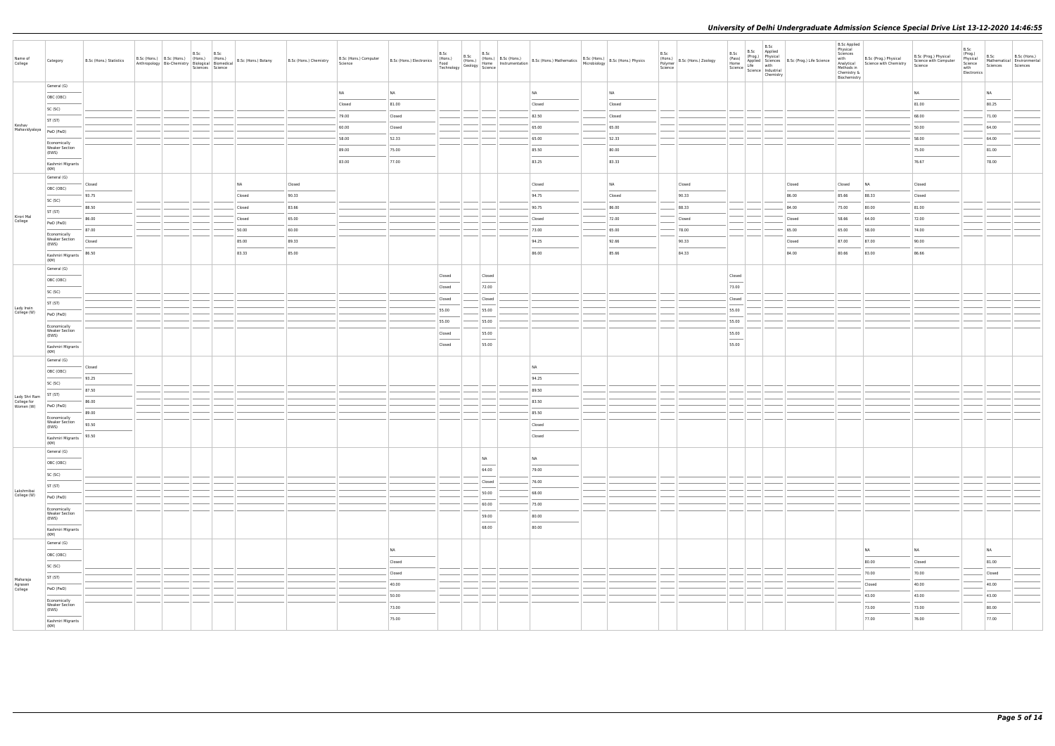# University of Delhi Undergraduate Admission Science Special Drive List 13-12-2020 14:46:55

| Name of College | Category | B.Sc (Hons.) Statistics | B.Sc (Hons.) Anthropology | B.Sc (Hons.) Bio-Chemistry | B.Sc (Hons.) Biological Sciences | B.Sc (Hons.) Biomedical Science | B.Sc (Hons.) Botany | B.Sc (Hons.) Chemistry | B.Sc (Hons.) Computer Science | B.Sc (Hons.) Electronics | B.Sc (Hons.) Food Technology | B.Sc (Hons.) Geology | B.Sc (Hons.) Home Science | B.Sc (Hons.) Instrumentation | B.Sc (Hons.) Mathematics | B.Sc (Hons.) Microbiology | B.Sc (Hons.) Physics | B.Sc (Hons.) Polymer Science | B.Sc (Hons.) Zoology | B.Sc (Pass) Home Science | B.Sc (Prog.) Applied Life Science | B.Sc Applied Physical Sciences with Industrial Chemistry | B.Sc (Prog.) Life Science | B.Sc Applied Physical Sciences with Analytical Methods in Chemistry & Biochemistry | B.Sc (Prog.) Physical Science with Chemistry | B.Sc (Prog.) Physical Science with Computer Science | B.Sc (Prog.) Physical Science with Electronics | B.Sc Mathematical Sciences | B.Sc (Hons.) Environmental Sciences |
|---|---|---|---|---|---|---|---|---|---|---|---|---|---|---|---|---|---|---|---|---|---|---|---|---|---|---|---|---|---|
| Keshav Mahavidyalaya | General (G) | | | | | | | | NA | NA | | | | | NA | | NA | | | | | | | | | NA | | NA | |
| | OBC (OBC) | | | | | | | | Closed | 81.00 | | | | | Closed | | Closed | | | | | | | | | 81.00 | | 80.25 | |
| | SC (SC) | | | | | | | | 79.00 | Closed | | | | | 82.50 | | Closed | | | | | | | | | 68.00 | | 71.00 | |
| | ST (ST) | | | | | | | | 60.00 | Closed | | | | | 65.00 | | 65.00 | | | | | | | | | 50.00 | | 64.00 | |
| | PwD (PwD) | | | | | | | | 58.00 | 52.33 | | | | | 65.00 | | 52.33 | | | | | | | | | 58.00 | | 64.00 | |
| | Economically Weaker Section (EWS) | | | | | | | | 89.00 | 75.00 | | | | | 85.50 | | 80.00 | | | | | | | | | 75.00 | | 81.00 | |
| | Kashmiri Migrants (KM) | | | | | | | | 83.00 | 77.00 | | | | | 83.25 | | 83.33 | | | | | | | | | 76.67 | | 78.00 | |
| Kirori Mal College | General (G) | Closed | | | | | NA | Closed | | | | | | | Closed | | NA | | Closed | | | | Closed | Closed | NA | Closed | | | |
| | OBC (OBC) | 93.75 | | | | | Closed | 90.33 | | | | | | | 94.75 | | Closed | | 90.33 | | | | 86.00 | 85.66 | 88.33 | Closed | | | |
| | SC (SC) | 88.50 | | | | | Closed | 83.66 | | | | | | | 90.75 | | 86.00 | | 88.33 | | | | 84.00 | 75.00 | 80.00 | 81.00 | | | |
| | ST (ST) | 86.00 | | | | | Closed | 65.00 | | | | | | | Closed | | 72.00 | | Closed | | | | Closed | 58.66 | 64.00 | 72.00 | | | |
| | PwD (PwD) | 87.00 | | | | | 50.00 | 60.00 | | | | | | | 73.00 | | 65.00 | | 78.00 | | | | 65.00 | 65.00 | 58.00 | 74.00 | | | |
| | Economically Weaker Section (EWS) | Closed | | | | | 85.00 | 89.33 | | | | | | | 94.25 | | 92.66 | | 90.33 | | | | Closed | 87.00 | 87.00 | 90.00 | | | |
| | Kashmiri Migrants (KM) | 86.50 | | | | | 83.33 | 85.00 | | | | | | | 86.00 | | 85.66 | | 84.33 | | | | 84.00 | 80.66 | 83.00 | 86.66 | | | |
| Lady Irwin College (W) | General (G) | | | | | | | | | | Closed | | Closed | | | | | | | Closed | | | | | | | | | |
| | OBC (OBC) | | | | | | | | | | Closed | | 72.00 | | | | | | | 73.00 | | | | | | | | | |
| | SC (SC) | | | | | | | | | | Closed | | Closed | | | | | | | Closed | | | | | | | | | |
| | ST (ST) | | | | | | | | | | 55.00 | | 55.00 | | | | | | | 55.00 | | | | | | | | | |
| | PwD (PwD) | | | | | | | | | | 55.00 | | 55.00 | | | | | | | 55.00 | | | | | | | | | |
| | Economically Weaker Section (EWS) | | | | | | | | | | Closed | | 55.00 | | | | | | | 55.00 | | | | | | | | | |
| | Kashmiri Migrants (KM) | | | | | | | | | | Closed | | 55.00 | | | | | | | 55.00 | | | | | | | | | |
| Lady Shri Ram College for Women (W) | General (G) | Closed | | | | | | | | | | | | | NA | | | | | | | | | | | | | | |
| | OBC (OBC) | 93.25 | | | | | | | | | | | | | 94.25 | | | | | | | | | | | | | | |
| | SC (SC) | 87.50 | | | | | | | | | | | | | 89.50 | | | | | | | | | | | | | | |
| | ST (ST) | 86.00 | | | | | | | | | | | | | 83.50 | | | | | | | | | | | | | | |
| | PwD (PwD) | 89.00 | | | | | | | | | | | | | 85.50 | | | | | | | | | | | | | | |
| | Economically Weaker Section (EWS) | 93.50 | | | | | | | | | | | | | Closed | | | | | | | | | | | | | | |
| | Kashmiri Migrants (KM) | 93.50 | | | | | | | | | | | | | Closed | | | | | | | | | | | | | | |
| Lakshmibai College (W) | General (G) | | | | | | | | | | | | NA | | NA | | | | | | | | | | | | | | |
| | OBC (OBC) | | | | | | | | | | | | 64.00 | | 79.00 | | | | | | | | | | | | | | |
| | SC (SC) | | | | | | | | | | | | Closed | | 76.00 | | | | | | | | | | | | | | |
| | ST (ST) | | | | | | | | | | | | 50.00 | | 68.00 | | | | | | | | | | | | | | |
| | PwD (PwD) | | | | | | | | | | | | 60.00 | | 75.00 | | | | | | | | | | | | | | |
| | Economically Weaker Section (EWS) | | | | | | | | | | | | 59.00 | | 80.00 | | | | | | | | | | | | | | |
| | Kashmiri Migrants (KM) | | | | | | | | | | | | 68.00 | | 80.00 | | | | | | | | | | | | | | |
| Maharaja Agrasen College | General (G) | | | | | | | | | NA | | | | | | | | | | | | | | | NA | NA | | NA | |
| | OBC (OBC) | | | | | | | | | Closed | | | | | | | | | | | | | | | 80.00 | Closed | | 81.00 | |
| | SC (SC) | | | | | | | | | Closed | | | | | | | | | | | | | | | 70.00 | 70.00 | | Closed | |
| | ST (ST) | | | | | | | | | 40.00 | | | | | | | | | | | | | | | Closed | 40.00 | | 40.00 | |
| | PwD (PwD) | | | | | | | | | 50.00 | | | | | | | | | | | | | | | 43.00 | 43.00 | | 43.00 | |
| | Economically Weaker Section (EWS) | | | | | | | | | 73.00 | | | | | | | | | | | | | | | 73.00 | 73.00 | | 80.00 | |
| | Kashmiri Migrants (KM) | | | | | | | | | 75.00 | | | | | | | | | | | | | | | 77.00 | 76.00 | | 77.00 | |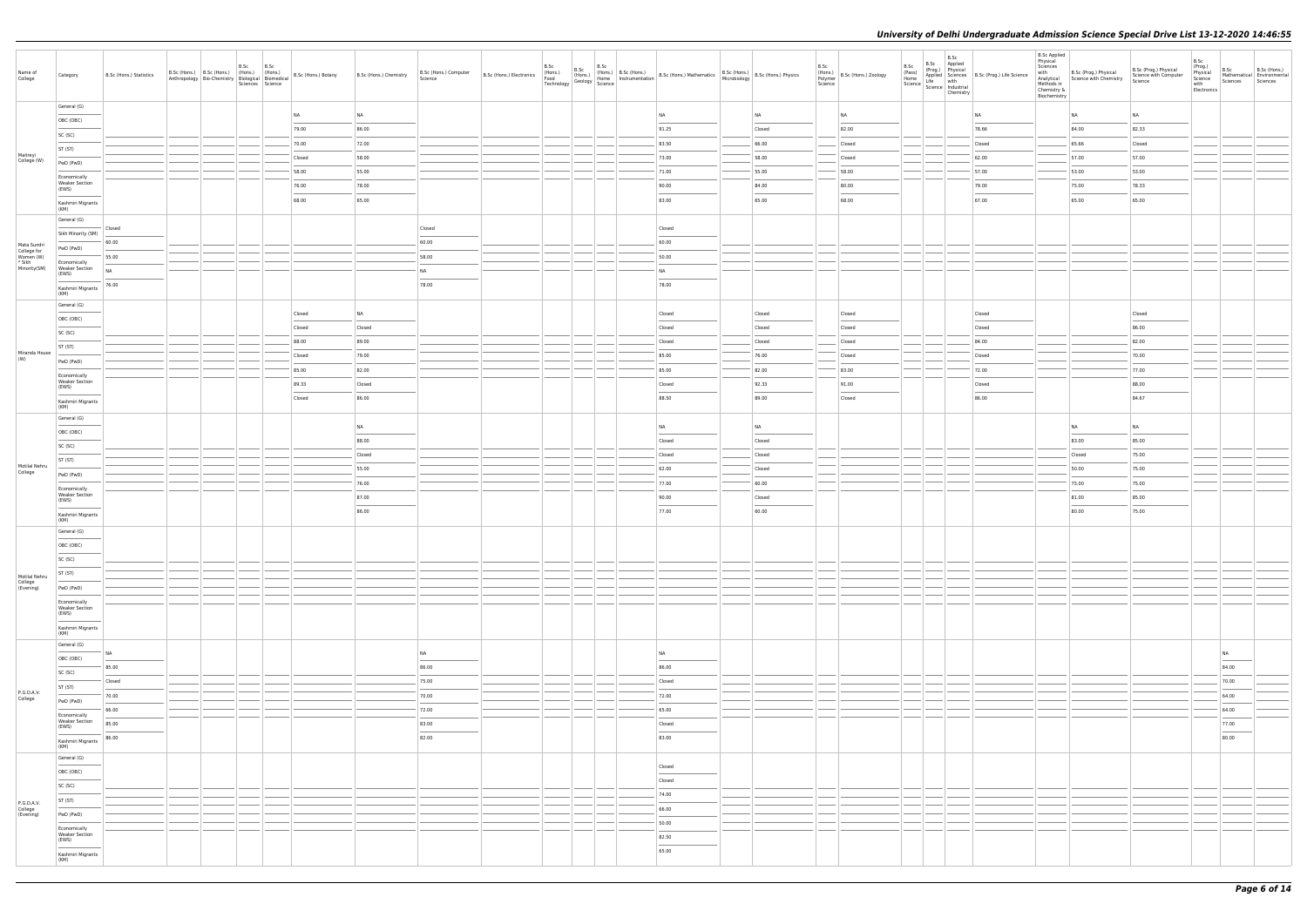# University of Delhi Undergraduate Admission Science Special Drive List 13-12-2020 14:46:55

| Name of College | Category | B.Sc (Hons.) Statistics | B.Sc (Hons.) Anthropology | B.Sc (Hons.) Bio-Chemistry | B.Sc (Hons.) Biological Sciences | B.Sc (Hons.) Biomedical Science | B.Sc (Hons.) Botany | B.Sc (Hons.) Chemistry | B.Sc (Hons.) Computer Science | B.Sc (Hons.) Electronics | B.Sc (Hons.) Food Technology | B.Sc (Hons.) Geology | B.Sc (Hons.) Home Science | B.Sc (Hons.) Instrumentation | B.Sc (Hons.) Mathematics | B.Sc (Hons.) Microbiology | B.Sc (Hons.) Physics | B.Sc (Hons.) Polymer Science | B.Sc (Hons.) Zoology | B.Sc (Pass) Home Science | B.Sc (Prog.) Applied Life Science | B.Sc Applied Physical Sciences with Industrial Chemistry | B.Sc (Prog.) Life Science | B.Sc Applied Physical Sciences with Analytical Methods in Chemistry & Biochemistry | B.Sc (Prog.) Physical Science with Chemistry | B.Sc (Prog.) Physical Science with Computer Science | B.Sc (Prog.) Physical Science with Electronics | B.Sc Mathematical Sciences | B.Sc (Hons.) Environmental Sciences |
|---|---|---|---|---|---|---|---|---|---|---|---|---|---|---|---|---|---|---|---|---|---|---|---|---|---|---|---|---|---|
| Maitreyi College (W) | General (G) | | | | | | NA | NA | | | | | | | NA | | NA | | NA | | | | NA | | NA | NA | | | |
| | OBC (OBC) | | | | | | 79.00 | 86.00 | | | | | | | 91.25 | | Closed | | 82.00 | | | | 78.66 | | 84.00 | 82.33 | | | |
| | SC (SC) | | | | | | 70.00 | 72.00 | | | | | | | 83.50 | | 66.00 | | Closed | | | | Closed | | 65.66 | Closed | | | |
| | ST (ST) | | | | | | Closed | 58.00 | | | | | | | 73.00 | | 58.00 | | Closed | | | | 62.00 | | 57.00 | 57.00 | | | |
| | PwD (PwD) | | | | | | 58.00 | 55.00 | | | | | | | 71.00 | | 55.00 | | 58.00 | | | | 57.00 | | 53.00 | 53.00 | | | |
| | Economically Weaker Section (EWS) | | | | | | 76.00 | 78.00 | | | | | | | 90.00 | | 84.00 | | 80.00 | | | | 79.00 | | 75.00 | 78.33 | | | |
| | Kashmiri Migrants (KM) | | | | | | 68.00 | 65.00 | | | | | | | 83.00 | | 65.00 | | 68.00 | | | | 67.00 | | 65.00 | 65.00 | | | |
| Mata Sundri College for Women (W) * Sikh Minority(SM) | General (G) | Closed | | | | | | | Closed | | | | | | Closed | | | | | | | | | | | | | | |
| | Sikh Minority (SM) | 60.00 | | | | | | | 60.00 | | | | | | 60.00 | | | | | | | | | | | | | | |
| | PwD (PwD) | 55.00 | | | | | | | 58.00 | | | | | | 50.00 | | | | | | | | | | | | | | |
| | Economically Weaker Section (EWS) | NA | | | | | | | NA | | | | | | NA | | | | | | | | | | | | | | |
| | Kashmiri Migrants (KM) | 76.00 | | | | | | | 78.00 | | | | | | 78.00 | | | | | | | | | | | | | | |
| Miranda House (W) | General (G) | | | | | | Closed | NA | | | | | | | Closed | | Closed | | Closed | | | | Closed | | | Closed | | | |
| | OBC (OBC) | | | | | | Closed | Closed | | | | | | | Closed | | Closed | | Closed | | | | Closed | | | 86.00 | | | |
| | SC (SC) | | | | | | 88.00 | 89.00 | | | | | | | Closed | | Closed | | Closed | | | | 84.00 | | | 82.00 | | | |
| | ST (ST) | | | | | | Closed | 79.00 | | | | | | | 85.00 | | 76.00 | | Closed | | | | Closed | | | 70.00 | | | |
| | PwD (PwD) | | | | | | 85.00 | 82.00 | | | | | | | 85.00 | | 82.00 | | 83.00 | | | | 72.00 | | | 77.00 | | | |
| | Economically Weaker Section (EWS) | | | | | | 89.33 | Closed | | | | | | | Closed | | 92.33 | | 91.00 | | | | Closed | | | 88.00 | | | |
| | Kashmiri Migrants (KM) | | | | | | Closed | 86.00 | | | | | | | 88.50 | | 89.00 | | Closed | | | | 86.00 | | | 84.67 | | | |
| Motilal Nehru College | General (G) | | | | | | | NA | | | | | | | NA | | NA | | | | | | | | NA | NA | | | |
| | OBC (OBC) | | | | | | | 88.00 | | | | | | | Closed | | Closed | | | | | | | | 83.00 | 85.00 | | | |
| | SC (SC) | | | | | | | Closed | | | | | | | Closed | | Closed | | | | | | | | Closed | 75.00 | | | |
| | ST (ST) | | | | | | | 55.00 | | | | | | | 62.00 | | Closed | | | | | | | | 50.00 | 75.00 | | | |
| | PwD (PwD) | | | | | | | 76.00 | | | | | | | 77.00 | | 60.00 | | | | | | | | 75.00 | 75.00 | | | |
| | Economically Weaker Section (EWS) | | | | | | | 87.00 | | | | | | | 90.00 | | Closed | | | | | | | | 81.00 | 85.00 | | | |
| | Kashmiri Migrants (KM) | | | | | | | 86.00 | | | | | | | 77.00 | | 60.00 | | | | | | | | 80.00 | 75.00 | | | |
| Motilal Nehru College (Evening) | General (G) | | | | | | | | | | | | | | | | | | | | | | | | | | | | |
| | OBC (OBC) | | | | | | | | | | | | | | | | | | | | | | | | | | | | |
| | SC (SC) | | | | | | | | | | | | | | | | | | | | | | | | | | | | |
| | ST (ST) | | | | | | | | | | | | | | | | | | | | | | | | | | | | |
| | PwD (PwD) | | | | | | | | | | | | | | | | | | | | | | | | | | | | |
| | Economically Weaker Section (EWS) | | | | | | | | | | | | | | | | | | | | | | | | | | | | |
| | Kashmiri Migrants (KM) | | | | | | | | | | | | | | | | | | | | | | | | | | | | |
| P.G.D.A.V. College | General (G) | NA | | | | | | | NA | | | | | | NA | | | | | | | | | | | | | NA | |
| | OBC (OBC) | 85.00 | | | | | | | 86.00 | | | | | | 86.00 | | | | | | | | | | | | | 84.00 | |
| | SC (SC) | Closed | | | | | | | 75.00 | | | | | | Closed | | | | | | | | | | | | | 70.00 | |
| | ST (ST) | 70.00 | | | | | | | 70.00 | | | | | | 72.00 | | | | | | | | | | | | | 64.00 | |
| | PwD (PwD) | 66.00 | | | | | | | 72.00 | | | | | | 65.00 | | | | | | | | | | | | | 64.00 | |
| | Economically Weaker Section (EWS) | 85.00 | | | | | | | 83.00 | | | | | | Closed | | | | | | | | | | | | | 77.00 | |
| | Kashmiri Migrants (KM) | 86.00 | | | | | | | 82.00 | | | | | | 83.00 | | | | | | | | | | | | | 80.00 | |
| P.G.D.A.V. College (Evening) | General (G) | | | | | | | | | | | | | | Closed | | | | | | | | | | | | | | |
| | OBC (OBC) | | | | | | | | | | | | | | Closed | | | | | | | | | | | | | | |
| | SC (SC) | | | | | | | | | | | | | | 74.00 | | | | | | | | | | | | | | |
| | ST (ST) | | | | | | | | | | | | | | 66.00 | | | | | | | | | | | | | | |
| | PwD (PwD) | | | | | | | | | | | | | | 50.00 | | | | | | | | | | | | | | |
| | Economically Weaker Section (EWS) | | | | | | | | | | | | | | 82.50 | | | | | | | | | | | | | | |
| | Kashmiri Migrants (KM) | | | | | | | | | | | | | | 65.00 | | | | | | | | | | | | | | |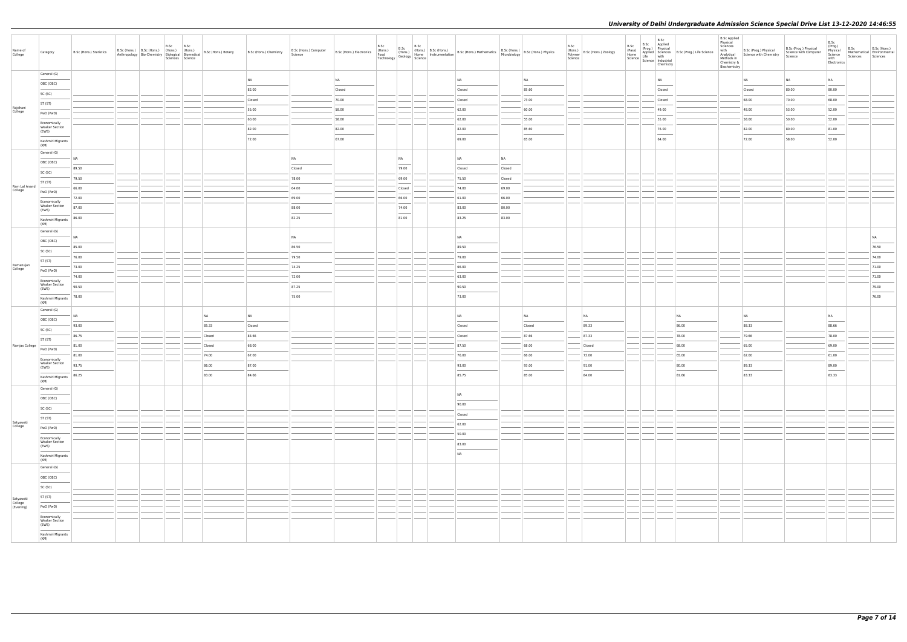# University of Delhi Undergraduate Admission Science Special Drive List 13-12-2020 14:46:55

| Name of College | Category | B.Sc (Hons.) Statistics | B.Sc (Hons.) Anthropology | B.Sc (Hons.) Bio-Chemistry | B.Sc (Hons.) Biological Sciences | B.Sc (Hons.) Biomedical Science | B.Sc (Hons.) Botany | B.Sc (Hons.) Chemistry | B.Sc (Hons.) Computer Science | B.Sc (Hons.) Electronics | B.Sc (Hons.) Food Technology | B.Sc (Hons.) Geology | B.Sc (Hons.) Home Science | B.Sc (Hons.) Instrumentation | B.Sc (Hons.) Mathematics | B.Sc (Hons.) Microbiology | B.Sc (Hons.) Physics | B.Sc (Hons.) Polymer Science | B.Sc (Hons.) Zoology | B.Sc (Pass) Home Science | B.Sc (Prog.) Applied Life Science | B.Sc Applied Physical Sciences with Industrial Chemistry | B.Sc (Prog.) Life Science | B.Sc Applied Physical Sciences with Analytical Methods in Chemistry & Biochemistry | B.Sc (Prog.) Physical Science with Chemistry | B.Sc (Prog.) Physical Science with Computer Science | B.Sc (Prog.) Physical Science with Electronics | B.Sc Mathematical Sciences | B.Sc (Hons.) Environmental Sciences |
|---|---|---|---|---|---|---|---|---|---|---|---|---|---|---|---|---|---|---|---|---|---|---|---|---|---|---|---|---|---|
| Rajdhani College | General (G) | | | | | | | NA | | NA | | | | | NA | | NA | | | | | NA | | | NA | NA | NA | | |
| | OBC (OBC) | | | | | | | 82.00 | | Closed | | | | | Closed | | 85.60 | | | | | Closed | | | Closed | 80.00 | 80.00 | | |
| | SC (SC) | | | | | | | Closed | | 70.00 | | | | | Closed | | 73.00 | | | | | Closed | | | 68.00 | 70.00 | 68.00 | | |
| | ST (ST) | | | | | | | 55.00 | | 58.00 | | | | | 62.00 | | 60.00 | | | | | 49.00 | | | 48.00 | 53.00 | 52.00 | | |
| | PwD (PwD) | | | | | | | 60.00 | | 58.00 | | | | | 62.00 | | 55.00 | | | | | 55.00 | | | 58.00 | 50.00 | 52.00 | | |
| | Economically Weaker Section (EWS) | | | | | | | 82.00 | | 82.00 | | | | | 82.00 | | 85.60 | | | | | 76.00 | | | 82.00 | 80.00 | 81.00 | | |
| | Kashmiri Migrants (KM) | | | | | | | 72.00 | | 67.00 | | | | | 69.00 | | 65.00 | | | | | 64.00 | | | 72.00 | 58.00 | 52.00 | | |
| Ram Lal Anand College | General (G) | NA | | | | | | | NA | | | NA | | | NA | NA | | | | | | | | | | | | | |
| | OBC (OBC) | 89.50 | | | | | | | Closed | | | 79.00 | | | Closed | Closed | | | | | | | | | | | | | |
| | SC (SC) | 79.50 | | | | | | | 78.00 | | | 69.00 | | | 75.50 | Closed | | | | | | | | | | | | | |
| | ST (ST) | 66.00 | | | | | | | 64.00 | | | Closed | | | 74.00 | 69.00 | | | | | | | | | | | | | |
| | PwD (PwD) | 72.00 | | | | | | | 69.00 | | | 66.00 | | | 61.00 | 66.00 | | | | | | | | | | | | | |
| | Economically Weaker Section (EWS) | 87.00 | | | | | | | 88.00 | | | 74.00 | | | 83.00 | 80.00 | | | | | | | | | | | | | |
| | Kashmiri Migrants (KM) | 86.00 | | | | | | | 82.25 | | | 81.00 | | | 83.25 | 83.00 | | | | | | | | | | | | | |
| Ramanujan College | General (G) | NA | | | | | | | NA | | | | | | NA | | | | | | | | | | | | | | NA |
| | OBC (OBC) | 85.00 | | | | | | | 86.50 | | | | | | 89.50 | | | | | | | | | | | | | | 76.50 |
| | SC (SC) | 76.00 | | | | | | | 79.50 | | | | | | 79.00 | | | | | | | | | | | | | | 74.00 |
| | ST (ST) | 73.00 | | | | | | | 74.25 | | | | | | 66.00 | | | | | | | | | | | | | | 71.00 |
| | PwD (PwD) | 74.00 | | | | | | | 72.00 | | | | | | 63.00 | | | | | | | | | | | | | | 71.00 |
| | Economically Weaker Section (EWS) | 90.50 | | | | | | | 87.25 | | | | | | 90.50 | | | | | | | | | | | | | | 79.00 |
| | Kashmiri Migrants (KM) | 78.00 | | | | | | | 75.00 | | | | | | 73.00 | | | | | | | | | | | | | | 76.00 |
| Ramjas College | General (G) | NA | | | | | NA | NA | | | | | | | NA | | NA | | NA | | | | NA | | NA | | NA | | |
| | OBC (OBC) | 93.00 | | | | | 85.33 | Closed | | | | | | | Closed | | Closed | | 89.33 | | | | 86.00 | | 88.33 | | 88.66 | | |
| | SC (SC) | 86.75 | | | | | Closed | 84.66 | | | | | | | Closed | | 87.66 | | 87.33 | | | | 78.00 | | 79.66 | | 78.00 | | |
| | ST (ST) | 81.00 | | | | | Closed | 68.00 | | | | | | | 87.50 | | 68.00 | | Closed | | | | 68.00 | | 65.00 | | 69.00 | | |
| | PwD (PwD) | 81.00 | | | | | 74.00 | 67.00 | | | | | | | 76.00 | | 66.00 | | 72.00 | | | | 65.00 | | 62.00 | | 61.00 | | |
| | Economically Weaker Section (EWS) | 93.75 | | | | | 86.00 | 87.00 | | | | | | | 93.00 | | 93.00 | | 91.00 | | | | 80.00 | | 89.33 | | 89.00 | | |
| | Kashmiri Migrants (KM) | 86.25 | | | | | 83.00 | 84.66 | | | | | | | 85.75 | | 85.00 | | 84.00 | | | | 81.66 | | 83.33 | | 83.33 | | |
| Satyawati College | General (G) | | | | | | | | | | | | | | NA | | | | | | | | | | | | | | |
| | OBC (OBC) | | | | | | | | | | | | | | 90.00 | | | | | | | | | | | | | | |
| | SC (SC) | | | | | | | | | | | | | | Closed | | | | | | | | | | | | | | |
| | ST (ST) | | | | | | | | | | | | | | 62.00 | | | | | | | | | | | | | | |
| | PwD (PwD) | | | | | | | | | | | | | | 50.00 | | | | | | | | | | | | | | |
| | Economically Weaker Section (EWS) | | | | | | | | | | | | | | 83.00 | | | | | | | | | | | | | | |
| | Kashmiri Migrants (KM) | | | | | | | | | | | | | | NA | | | | | | | | | | | | | | |
| Satyawati College (Evening) | General (G) | | | | | | | | | | | | | | | | | | | | | | | | | | | | |
| | OBC (OBC) | | | | | | | | | | | | | | | | | | | | | | | | | | | | |
| | SC (SC) | | | | | | | | | | | | | | | | | | | | | | | | | | | | |
| | ST (ST) | | | | | | | | | | | | | | | | | | | | | | | | | | | | |
| | PwD (PwD) | | | | | | | | | | | | | | | | | | | | | | | | | | | | |
| | Economically Weaker Section (EWS) | | | | | | | | | | | | | | | | | | | | | | | | | | | | |
| | Kashmiri Migrants (KM) | | | | | | | | | | | | | | | | | | | | | | | | | | | | |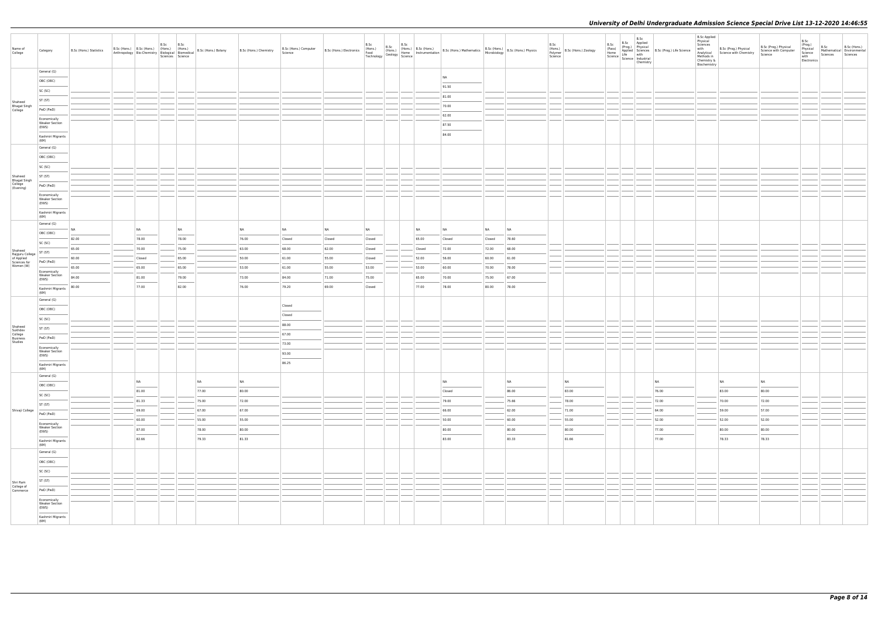# University of Delhi Undergraduate Admission Science Special Drive List 13-12-2020 14:46:55

| Name of College | Category | B.Sc (Hons.) Statistics | B.Sc (Hons.) Anthropology | B.Sc (Hons.) Bio-Chemistry | B.Sc (Hons.) Biological Sciences | B.Sc (Hons.) Biomedical Science | B.Sc (Hons.) Botany | B.Sc (Hons.) Chemistry | B.Sc (Hons.) Computer Science | B.Sc (Hons.) Electronics | B.Sc (Hons.) Food Technology | B.Sc (Hons.) Geology | B.Sc (Hons.) Home Science | B.Sc (Hons.) Instrumentation | B.Sc (Hons.) Mathematics | B.Sc (Hons.) Microbiology | B.Sc (Hons.) Physics | B.Sc (Hons.) Polymer Science | B.Sc (Hons.) Zoology | B.Sc (Pass) Home Science | B.Sc (Prog.) Applied Life Science | B.Sc Applied Physical Sciences with Industrial Chemistry | B.Sc (Prog.) Life Science | B.Sc Applied Physical Sciences with Analytical Methods in Chemistry & Biochemistry | B.Sc (Prog.) Physical Science with Chemistry | B.Sc (Prog.) Physical Science with Computer Science | B.Sc (Prog.) Physical Science with Electronics | B.Sc Mathematical Sciences | B.Sc (Hons.) Environmental Sciences |
|---|---|---|---|---|---|---|---|---|---|---|---|---|---|---|---|---|---|---|---|---|---|---|---|---|---|---|---|---|---|
| Shaheed Bhagat Singh College | General (G) | | | | | | | | | | | | | | NA | | | | | | | | | | | | | | |
| | OBC (OBC) | | | | | | | | | | | | | | 91.50 | | | | | | | | | | | | | | |
| | SC (SC) | | | | | | | | | | | | | | 81.00 | | | | | | | | | | | | | | |
| | ST (ST) | | | | | | | | | | | | | | 70.00 | | | | | | | | | | | | | | |
| | PwD (PwD) | | | | | | | | | | | | | | 62.00 | | | | | | | | | | | | | | |
| | Economically Weaker Section (EWS) | | | | | | | | | | | | | | 87.50 | | | | | | | | | | | | | | |
| | Kashmiri Migrants (KM) | | | | | | | | | | | | | | 84.00 | | | | | | | | | | | | | | |
| Shaheed Bhagat Singh College (Evening) | General (G) | | | | | | | | | | | | | | | | | | | | | | | | | | | | |
| | OBC (OBC) | | | | | | | | | | | | | | | | | | | | | | | | | | | | |
| | SC (SC) | | | | | | | | | | | | | | | | | | | | | | | | | | | | |
| | ST (ST) | | | | | | | | | | | | | | | | | | | | | | | | | | | | |
| | PwD (PwD) | | | | | | | | | | | | | | | | | | | | | | | | | | | | |
| | Economically Weaker Section (EWS) | | | | | | | | | | | | | | | | | | | | | | | | | | | | |
| | Kashmiri Migrants (KM) | | | | | | | | | | | | | | | | | | | | | | | | | | | | |
| Shaheed Rajguru College of Applied Sciences for Women (W) | General (G) | NA | | NA | | NA | | NA | NA | NA | NA | | | NA | NA | NA | NA | | | | | | | | | | | | |
| | OBC (OBC) | 82.00 | | 78.00 | | 78.00 | | 76.00 | Closed | Closed | Closed | | | 65.00 | Closed | Closed | 78.60 | | | | | | | | | | | | |
| | SC (SC) | 65.00 | | 70.00 | | 75.00 | | 63.00 | 68.00 | 62.00 | Closed | | | Closed | 72.00 | 72.00 | 68.00 | | | | | | | | | | | | |
| | ST (ST) | 60.00 | | Closed | | 65.00 | | 50.00 | 61.00 | 55.00 | Closed | | | 52.00 | 56.00 | 60.00 | 61.00 | | | | | | | | | | | | |
| | PwD (PwD) | 65.00 | | 65.00 | | 65.00 | | 53.00 | 61.00 | 55.00 | 53.00 | | | 53.00 | 60.00 | 70.00 | 78.00 | | | | | | | | | | | | |
| | Economically Weaker Section (EWS) | 84.00 | | 81.00 | | 79.00 | | 73.00 | 84.00 | 71.00 | 75.00 | | | 65.00 | 70.00 | 75.00 | 67.00 | | | | | | | | | | | | |
| | Kashmiri Migrants (KM) | 80.00 | | 77.00 | | 82.00 | | 76.00 | 79.20 | 69.00 | Closed | | | 77.00 | 78.00 | 80.00 | 78.00 | | | | | | | | | | | | |
| Shaheed Sukhdev College Business Studies | General (G) | | | | | | | | Closed | | | | | | | | | | | | | | | | | | | | |
| | OBC (OBC) | | | | | | | | Closed | | | | | | | | | | | | | | | | | | | | |
| | SC (SC) | | | | | | | | 88.00 | | | | | | | | | | | | | | | | | | | | |
| | ST (ST) | | | | | | | | 67.00 | | | | | | | | | | | | | | | | | | | | |
| | PwD (PwD) | | | | | | | | 73.00 | | | | | | | | | | | | | | | | | | | | |
| | Economically Weaker Section (EWS) | | | | | | | | 93.00 | | | | | | | | | | | | | | | | | | | | |
| | Kashmiri Migrants (KM) | | | | | | | | 86.25 | | | | | | | | | | | | | | | | | | | | |
| Shivaji College | General (G) | | | NA | | | NA | NA | | | | | | | NA | | NA | | NA | | | | NA | | NA | NA | | | |
| | OBC (OBC) | | | 81.00 | | | 77.00 | 80.00 | | | | | | | Closed | | 86.00 | | 83.00 | | | | 76.00 | | 83.00 | 80.00 | | | |
| | SC (SC) | | | 81.33 | | | 75.00 | 72.00 | | | | | | | 79.00 | | 75.66 | | 78.00 | | | | 72.00 | | 70.00 | 72.00 | | | |
| | ST (ST) | | | 69.00 | | | 67.00 | 67.00 | | | | | | | 66.00 | | 62.00 | | 71.00 | | | | 64.00 | | 59.00 | 57.00 | | | |
| | PwD (PwD) | | | 60.00 | | | 55.00 | 55.00 | | | | | | | 50.00 | | 60.00 | | 55.00 | | | | 52.00 | | 52.00 | 52.00 | | | |
| | Economically Weaker Section (EWS) | | | 87.00 | | | 78.00 | 80.00 | | | | | | | 80.00 | | 80.00 | | 80.00 | | | | 77.00 | | 80.00 | 80.00 | | | |
| | Kashmiri Migrants (KM) | | | 82.66 | | | 79.33 | 81.33 | | | | | | | 83.00 | | 83.33 | | 81.66 | | | | 77.00 | | 78.33 | 78.33 | | | |
| Shri Ram College of Commerce | General (G) | | | | | | | | | | | | | | | | | | | | | | | | | | | | |
| | OBC (OBC) | | | | | | | | | | | | | | | | | | | | | | | | | | | | |
| | SC (SC) | | | | | | | | | | | | | | | | | | | | | | | | | | | | |
| | ST (ST) | | | | | | | | | | | | | | | | | | | | | | | | | | | | |
| | PwD (PwD) | | | | | | | | | | | | | | | | | | | | | | | | | | | | |
| | Economically Weaker Section (EWS) | | | | | | | | | | | | | | | | | | | | | | | | | | | | |
| | Kashmiri Migrants (KM) | | | | | | | | | | | | | | | | | | | | | | | | | | | | |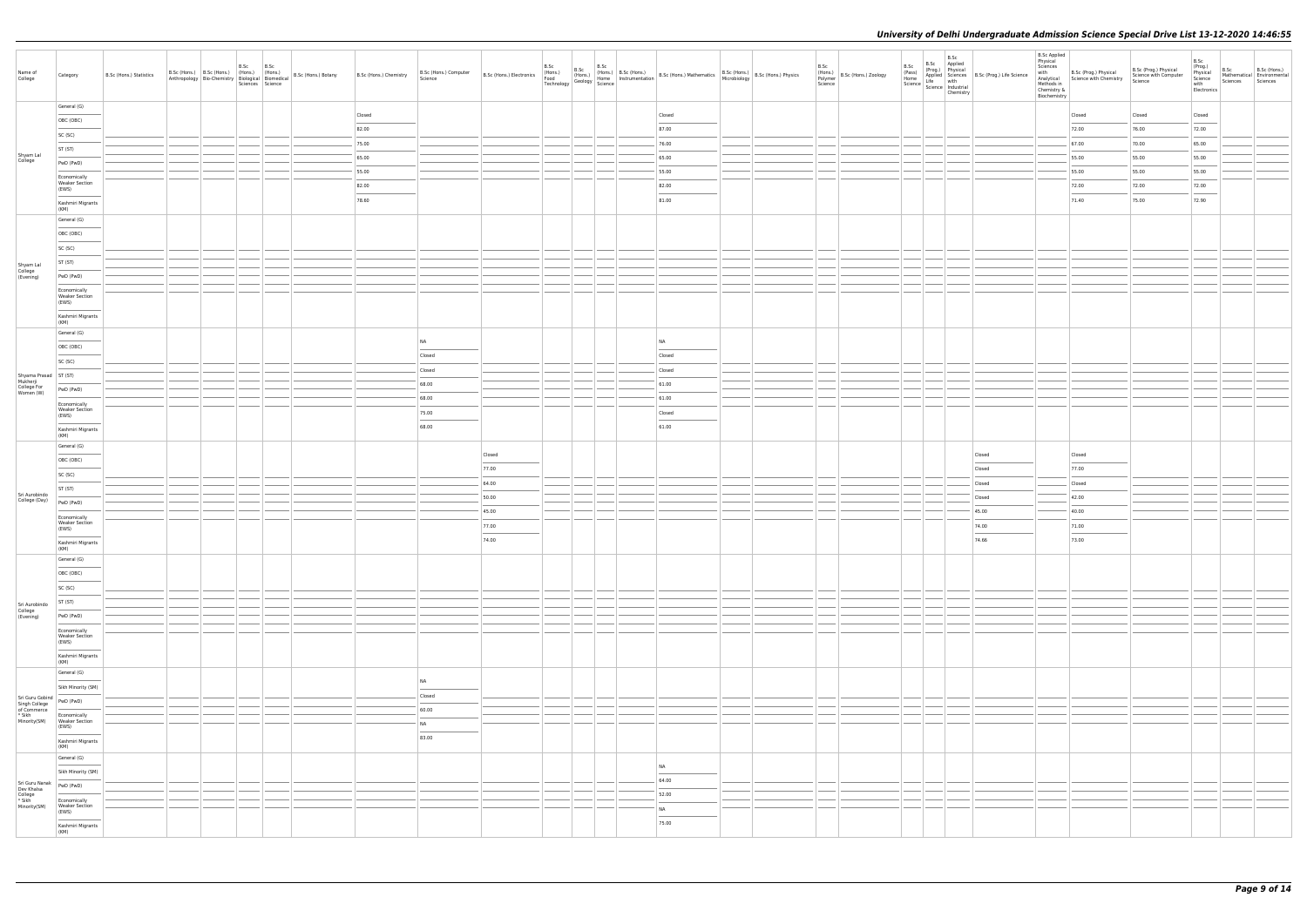# University of Delhi Undergraduate Admission Science Special Drive List 13-12-2020 14:46:55

| Name of College | Category | B.Sc (Hons.) Statistics | B.Sc (Hons.) Anthropology | B.Sc (Hons.) Bio-Chemistry | B.Sc (Hons.) Biological Sciences | B.Sc (Hons.) Biomedical Science | B.Sc (Hons.) Botany | B.Sc (Hons.) Chemistry | B.Sc (Hons.) Computer Science | B.Sc (Hons.) Electronics | B.Sc (Hons.) Food Technology | B.Sc (Hons.) Geology | B.Sc (Hons.) Home Science | B.Sc (Hons.) Instrumentation | B.Sc (Hons.) Mathematics | B.Sc (Hons.) Microbiology | B.Sc (Hons.) Physics | B.Sc (Hons.) Polymer Science | B.Sc (Hons.) Zoology | B.Sc (Pass) Home Science | B.Sc (Prog.) Applied Life Science | B.Sc Applied Physical Sciences with Industrial Chemistry | B.Sc (Prog.) Life Science | B.Sc Applied Physical Sciences with Analytical Methods in Chemistry & Biochemistry | B.Sc (Prog.) Physical Science with Chemistry | B.Sc (Prog.) Physical Science with Computer Science | B.Sc (Prog.) Physical Science with Electronics | B.Sc Mathematical Sciences | B.Sc (Hons.) Environmental Sciences |
|---|---|---|---|---|---|---|---|---|---|---|---|---|---|---|---|---|---|---|---|---|---|---|---|---|---|---|---|---|---|
| Shyam Lal College | General (G) | | | | | | | Closed | | | | | | | Closed | | | | | | | | | | Closed | Closed | Closed | | |
| | OBC (OBC) | | | | | | | 82.00 | | | | | | | 87.00 | | | | | | | | | | 72.00 | 76.00 | 72.00 | | |
| | SC (SC) | | | | | | | 75.00 | | | | | | | 76.00 | | | | | | | | | | 67.00 | 70.00 | 65.00 | | |
| | ST (ST) | | | | | | | 65.00 | | | | | | | 65.00 | | | | | | | | | | 55.00 | 55.00 | 55.00 | | |
| | PwD (PwD) | | | | | | | 55.00 | | | | | | | 55.00 | | | | | | | | | | 55.00 | 55.00 | 55.00 | | |
| | Economically Weaker Section (EWS) | | | | | | | 82.00 | | | | | | | 82.00 | | | | | | | | | | 72.00 | 72.00 | 72.00 | | |
| | Kashmiri Migrants (KM) | | | | | | | 78.60 | | | | | | | 81.00 | | | | | | | | | | 71.40 | 75.00 | 72.90 | | |
| Shyam Lal College (Evening) | General (G) | | | | | | | | | | | | | | | | | | | | | | | | | | | | |
| | OBC (OBC) | | | | | | | | | | | | | | | | | | | | | | | | | | | | |
| | SC (SC) | | | | | | | | | | | | | | | | | | | | | | | | | | | | |
| | ST (ST) | | | | | | | | | | | | | | | | | | | | | | | | | | | | |
| | PwD (PwD) | | | | | | | | | | | | | | | | | | | | | | | | | | | | |
| | Economically Weaker Section (EWS) | | | | | | | | | | | | | | | | | | | | | | | | | | | | |
| | Kashmiri Migrants (KM) | | | | | | | | | | | | | | | | | | | | | | | | | | | | |
| Shyama Prasad Mukherji College For Women (W) | General (G) | | | | | | | | NA | | | | | | NA | | | | | | | | | | | | | | |
| | OBC (OBC) | | | | | | | | Closed | | | | | | Closed | | | | | | | | | | | | | | |
| | SC (SC) | | | | | | | | Closed | | | | | | Closed | | | | | | | | | | | | | | |
| | ST (ST) | | | | | | | | 68.00 | | | | | | 61.00 | | | | | | | | | | | | | | |
| | PwD (PwD) | | | | | | | | 68.00 | | | | | | 61.00 | | | | | | | | | | | | | | |
| | Economically Weaker Section (EWS) | | | | | | | | 75.00 | | | | | | Closed | | | | | | | | | | | | | | |
| | Kashmiri Migrants (KM) | | | | | | | | 68.00 | | | | | | 61.00 | | | | | | | | | | | | | | |
| Sri Aurobindo College (Day) | General (G) | | | | | | | | | Closed | | | | | | | | | | | | | Closed | | Closed | | | | |
| | OBC (OBC) | | | | | | | | | 77.00 | | | | | | | | | | | | | Closed | | 77.00 | | | | |
| | SC (SC) | | | | | | | | | 64.00 | | | | | | | | | | | | | Closed | | Closed | | | | |
| | ST (ST) | | | | | | | | | 50.00 | | | | | | | | | | | | | Closed | | 42.00 | | | | |
| | PwD (PwD) | | | | | | | | | 45.00 | | | | | | | | | | | | | 45.00 | | 40.00 | | | | |
| | Economically Weaker Section (EWS) | | | | | | | | | 77.00 | | | | | | | | | | | | | 74.00 | | 71.00 | | | | |
| | Kashmiri Migrants (KM) | | | | | | | | | 74.00 | | | | | | | | | | | | | 74.66 | | 73.00 | | | | |
| Sri Aurobindo College (Evening) | General (G) | | | | | | | | | | | | | | | | | | | | | | | | | | | | |
| | OBC (OBC) | | | | | | | | | | | | | | | | | | | | | | | | | | | | |
| | SC (SC) | | | | | | | | | | | | | | | | | | | | | | | | | | | | |
| | ST (ST) | | | | | | | | | | | | | | | | | | | | | | | | | | | | |
| | PwD (PwD) | | | | | | | | | | | | | | | | | | | | | | | | | | | | |
| | Economically Weaker Section (EWS) | | | | | | | | | | | | | | | | | | | | | | | | | | | | |
| | Kashmiri Migrants (KM) | | | | | | | | | | | | | | | | | | | | | | | | | | | | |
| Sri Guru Gobind Singh College of Commerce * Sikh Minority(SM) | General (G) | | | | | | | | NA | | | | | | | | | | | | | | | | | | | | |
| | Sikh Minority (SM) | | | | | | | | Closed | | | | | | | | | | | | | | | | | | | | |
| | PwD (PwD) | | | | | | | | 60.00 | | | | | | | | | | | | | | | | | | | | |
| | Economically Weaker Section (EWS) | | | | | | | | NA | | | | | | | | | | | | | | | | | | | | |
| | Kashmiri Migrants (KM) | | | | | | | | 83.00 | | | | | | | | | | | | | | | | | | | | |
| Sri Guru Nanak Dev Khalsa College * Sikh Minority(SM) | General (G) | | | | | | | | | | | | | | NA | | | | | | | | | | | | | | |
| | Sikh Minority (SM) | | | | | | | | | | | | | | 64.00 | | | | | | | | | | | | | | |
| | PwD (PwD) | | | | | | | | | | | | | | 52.00 | | | | | | | | | | | | | | |
| | Economically Weaker Section (EWS) | | | | | | | | | | | | | | NA | | | | | | | | | | | | | | |
| | Kashmiri Migrants (KM) | | | | | | | | | | | | | | 75.00 | | | | | | | | | | | | | | |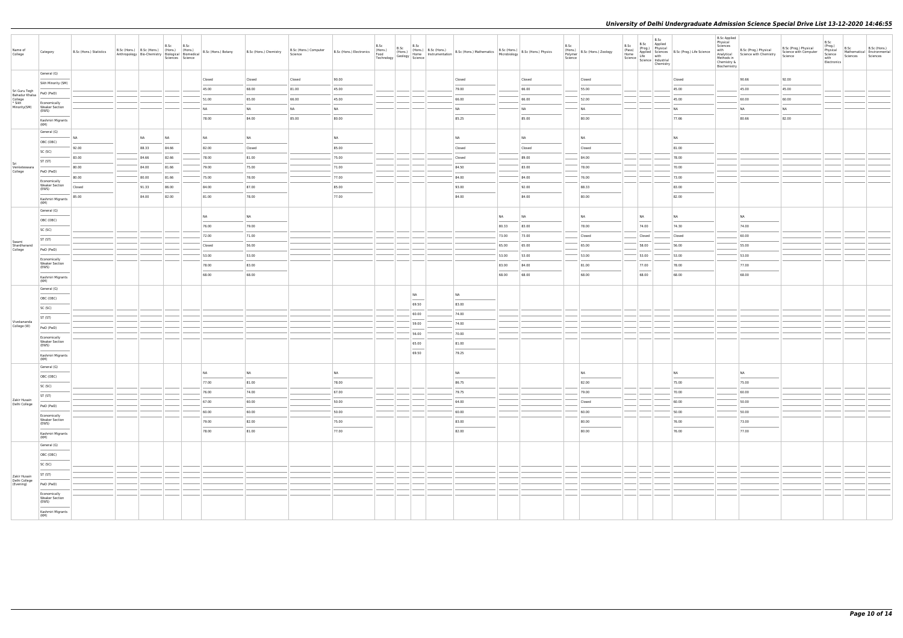| Name of College | Category | B.Sc (Hons.) Statistics | B.Sc (Hons.) Anthropology | B.Sc (Hons.) Bio-Chemistry | B.Sc (Hons.) Biological Sciences | B.Sc (Hons.) Biomedical Science | B.Sc (Hons.) Botany | B.Sc (Hons.) Chemistry | B.Sc (Hons.) Computer Science | B.Sc (Hons.) Electronics | B.Sc (Hons.) Food Technology | B.Sc (Hons.) Geology | B.Sc (Hons.) Home Science | B.Sc (Hons.) Instrumentation | B.Sc (Hons.) Mathematics | B.Sc (Hons.) Microbiology | B.Sc (Hons.) Physics | B.Sc (Hons.) Polymer Science | B.Sc (Hons.) Zoology | B.Sc (Pass) Home Science | B.Sc (Prog.) Applied Life Science | B.Sc Applied Physical Sciences with Industrial Chemistry | B.Sc (Prog.) Life Science | B.Sc Applied Physical Sciences with Analytical Methods in Chemistry & Biochemistry | B.Sc (Prog.) Physical Science with Chemistry | B.Sc (Prog.) Physical Science with Computer Science | B.Sc (Prog.) Physical Science with Electronics | B.Sc Mathematical Sciences | B.Sc (Hons.) Environmental Sciences |
|---|---|---|---|---|---|---|---|---|---|---|---|---|---|---|---|---|---|---|---|---|---|---|---|---|---|---|---|---|---|
| Sri Guru Tegh Bahadur Khalsa College * Sikh Minority(SM) | General (G) | | | | | | Closed | Closed | Closed | 90.00 | | | | | Closed | | Closed | | Closed | | | | Closed | | 90.66 | 92.00 | | | |
| | Sikh Minority (SM) | | | | | | 45.00 | 68.00 | 81.00 | 45.00 | | | | | 79.00 | | 66.00 | | 55.00 | | | | 45.00 | | 45.00 | 45.00 | | | |
| | PwD (PwD) | | | | | | 51.00 | 65.00 | 66.00 | 45.00 | | | | | 66.00 | | 66.00 | | 52.00 | | | | 45.00 | | 60.00 | 60.00 | | | |
| | Economically Weaker Section (EWS) | | | | | | NA | NA | NA | NA | | | | | NA | | NA | | NA | | | | NA | | NA | NA | | | |
| | Kashmiri Migrants (KM) | | | | | | 78.00 | 84.00 | 85.00 | 80.00 | | | | | 85.25 | | 85.00 | | 80.00 | | | | 77.66 | | 80.66 | 82.00 | | | |
| Sri Venkateswara College | General (G) | NA | | NA | NA | | NA | NA | | NA | | | | | NA | | NA | | NA | | | | NA | | | | | | |
| | OBC (OBC) | 92.00 | | 88.33 | 84.66 | | 82.00 | Closed | | 85.00 | | | | | Closed | | Closed | | Closed | | | | 81.00 | | | | | | |
| | SC (SC) | 83.00 | | 84.66 | 82.66 | | 78.00 | 81.00 | | 75.00 | | | | | Closed | | 89.00 | | 84.00 | | | | 78.00 | | | | | | |
| | ST (ST) | 80.00 | | 84.00 | 81.66 | | 79.00 | 75.00 | | 71.00 | | | | | 84.50 | | 83.00 | | 78.00 | | | | 70.00 | | | | | | |
| | PwD (PwD) | 80.00 | | 80.00 | 81.66 | | 75.00 | 78.00 | | 77.00 | | | | | 84.00 | | 84.00 | | 76.00 | | | | 73.00 | | | | | | |
| | Economically Weaker Section (EWS) | Closed | | 91.33 | 86.00 | | 84.00 | 87.00 | | 85.00 | | | | | 93.00 | | 92.00 | | 88.33 | | | | 83.00 | | | | | | |
| | Kashmiri Migrants (KM) | 85.00 | | 84.00 | 82.00 | | 81.00 | 78.00 | | 77.00 | | | | | 84.00 | | 84.00 | | 80.00 | | | | 82.00 | | | | | | |
| Swami Shardhanand College | General (G) | | | | | | NA | NA | | | | | | | | NA | NA | | NA | | NA | | NA | | NA | | | | |
| | OBC (OBC) | | | | | | 76.00 | 79.00 | | | | | | | | 80.33 | 83.00 | | 78.00 | | 74.00 | | 74.30 | | 74.00 | | | | |
| | SC (SC) | | | | | | 72.00 | 71.00 | | | | | | | | 73.00 | 73.00 | | Closed | | Closed | | Closed | | 60.00 | | | | |
| | ST (ST) | | | | | | Closed | 56.00 | | | | | | | | 65.00 | 65.00 | | 65.00 | | 58.00 | | 56.00 | | 55.00 | | | | |
| | PwD (PwD) | | | | | | 53.00 | 53.00 | | | | | | | | 53.00 | 53.00 | | 53.00 | | 53.00 | | 53.00 | | 53.00 | | | | |
| | Economically Weaker Section (EWS) | | | | | | 78.00 | 83.00 | | | | | | | | 83.00 | 84.00 | | 81.00 | | 77.00 | | 78.00 | | 77.00 | | | | |
| | Kashmiri Migrants (KM) | | | | | | 68.00 | 68.00 | | | | | | | | 68.00 | 68.00 | | 68.00 | | 68.00 | | 68.00 | | 68.00 | | | | |
| Vivekananda College (W) | General (G) | | | | | | | | | | | | NA | | NA | | | | | | | | | | | | | | |
| | OBC (OBC) | | | | | | | | | | | | 69.50 | | 83.00 | | | | | | | | | | | | | | |
| | SC (SC) | | | | | | | | | | | | 60.00 | | 74.00 | | | | | | | | | | | | | | |
| | ST (ST) | | | | | | | | | | | | 59.00 | | 74.00 | | | | | | | | | | | | | | |
| | PwD (PwD) | | | | | | | | | | | | 56.00 | | 70.00 | | | | | | | | | | | | | | |
| | Economically Weaker Section (EWS) | | | | | | | | | | | | 65.00 | | 81.00 | | | | | | | | | | | | | | |
| | Kashmiri Migrants (KM) | | | | | | | | | | | | 69.50 | | 79.25 | | | | | | | | | | | | | | |
| Zakir Husain Delhi College | General (G) | | | | | | NA | NA | | NA | | | | | NA | | | | NA | | | | NA | | NA | | | | |
| | OBC (OBC) | | | | | | 77.00 | 81.00 | | 78.00 | | | | | 86.75 | | | | 82.00 | | | | 75.00 | | 75.00 | | | | |
| | SC (SC) | | | | | | 76.00 | 74.00 | | 67.00 | | | | | 79.75 | | | | 79.00 | | | | 70.00 | | 60.00 | | | | |
| | ST (ST) | | | | | | 67.00 | 60.00 | | 50.00 | | | | | 64.00 | | | | Closed | | | | 60.00 | | 50.00 | | | | |
| | PwD (PwD) | | | | | | 60.00 | 60.00 | | 50.00 | | | | | 60.00 | | | | 60.00 | | | | 50.00 | | 50.00 | | | | |
| | Economically Weaker Section (EWS) | | | | | | 79.00 | 82.00 | | 75.00 | | | | | 83.00 | | | | 80.00 | | | | 76.00 | | 73.00 | | | | |
| | Kashmiri Migrants (KM) | | | | | | 78.00 | 81.00 | | 77.00 | | | | | 82.00 | | | | 80.00 | | | | 76.00 | | 77.00 | | | | |
| Zakir Husain Delhi College (Evening) | General (G) | | | | | | | | | | | | | | | | | | | | | | | | | | | | |
| | OBC (OBC) | | | | | | | | | | | | | | | | | | | | | | | | | | | | |
| | SC (SC) | | | | | | | | | | | | | | | | | | | | | | | | | | | | |
| | ST (ST) | | | | | | | | | | | | | | | | | | | | | | | | | | | | |
| | PwD (PwD) | | | | | | | | | | | | | | | | | | | | | | | | | | | | |
| | Economically Weaker Section (EWS) | | | | | | | | | | | | | | | | | | | | | | | | | | | | |
| | Kashmiri Migrants (KM) | | | | | | | | | | | | | | | | | | | | | | | | | | | | |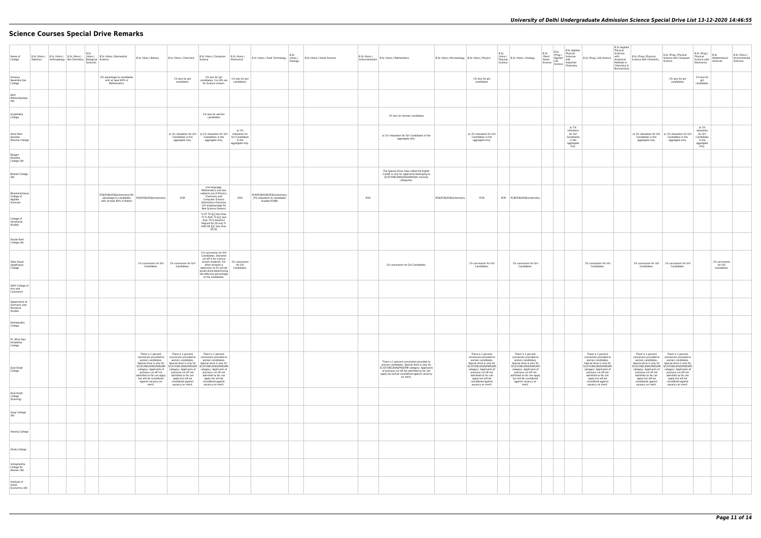# Science Courses Special Drive Remarks

| Name of College | B.Sc (Hons.) Statistics | B.Sc (Hons.) Anthropology | B.Sc (Hons.) Bio-Chemistry | B.Sc (Hons.) Biological Sciences | B.Sc (Hons.) Biomedical Science | B.Sc (Hons.) Botany | B.Sc (Hons.) Chemistry | B.Sc (Hons.) Computer Science | B.Sc (Hons.) Electronics | B.Sc (Hons.) Food Technology | B.Sc (Hons.) Geology | B.Sc (Hons.) Home Science | B.Sc (Hons.) Instrumentation | B.Sc (Hons.) Mathematics | B.Sc (Hons.) Microbiology | B.Sc (Hons.) Physics | B.Sc (Hons.) Polymer Science | B.Sc (Hons.) Zoology | B.Sc (Pass) Home Science | B.Sc (Prog.) Applied Life Science | B.Sc Applied Physical Sciences with Industrial Chemistry | B.Sc (Prog.) Life Science | B.Sc Applied Physical Sciences with Analytical Methods in Chemistry & Biochemistry | B.Sc (Prog.) Physical Science with Chemistry | B.Sc (Prog.) Physical Science with Computer Science | B.Sc (Prog.) Physical Science with Electronics | B.Sc Mathematical Sciences | B.Sc (Hons.) Environmental Sciences |
|---|---|---|---|---|---|---|---|---|---|---|---|---|---|---|---|---|---|---|---|---|---|---|---|---|---|---|---|---|
| Acharya Narendra Dev College | | | | | 3% advantage to candidates with at least 60% in Mathematics. | | 1% less for girl candidates. | 1% less for girl candidates. Cut offs are for Science stream. | 1% less for girl candidates. | | | | | | | 1% less for girl candidates. | | | | | | | | | 1% less for girl candidates. | 1% less for girl candidates. | | |
| Aditi Mahavidyalaya (W) | | | | | | | | | | | | | | | | | | | | | | | | | | | | |
| Aryabhatta College | | | | | | | | 1% less for women candidates | | | | | | 1% less for women candidates | | | | | | | | | | | | | | |
| Atma Ram Sanatan Dharma College | | | | | | | a) 1% relaxation for Girl Candidates in the aggregate only. | a) 1% relaxation for Girl Candidates in the aggregate only. | a) 1% relaxation for Girl Candidates in the aggregate only. | | | | | a) 1% relaxation for Girl Candidates in the aggregate only | | a) 1% relaxation for Girl Candidates in the aggregate only. | | | | | a) 1% relaxation for Girl Candidates in the aggregate only. | | | a) 1% relaxation for Girl Candidates in the aggregate only. | a) 1% relaxation for Girl Candidates in the aggregate only. | a) 1% relaxation for Girl Candidates in the aggregate only. | | |
| Bhagini Nivedita College (W) | | | | | | | | | | | | | | | | | | | | | | | | | | | | |
| Bharati College (W) | | | | | | | | | | | | | | The Special Drive (also called the Eighth Cutoff) is only for applicants belonging to SC/ST/OBC/EWS/PWD/KM/Sikh minority categories. | | | | | | | | | | | | | | |
| Bhaskaracharya College of Applied Sciences | | | | | PCB/PCBt/PCBiochemistry(3% advantage to candidates with at least 60% in Maths) | PCB/PCBt/PCBiochemistry | PCM | one language, Mathematics and two subjects out of Physics, Chemistry and Computer Science /Informatics Practices. (2% disadvantage for Non-Science Stream) | PCM | PCM/PCB/PCBt/PCBiochemistry (3% relaxation to candidates studied PCMB) | | | PCM | | PCB/PCBt/PCBiochemistry | PCM | PCM | PCB/PCBt/PCBiochemistry | | | | | | | | | | |
| College of Vocational Studies | | | | | | | | % ST 70 â less than 73 % PwD 73 â less than 79 % Kashmiri Migrant 81.50 only % EWS 83 â less than 85.50 | | | | | | | | | | | | | | | | | | | | |
| Daulat Ram College (W) | | | | | | | | | | | | | | | | | | | | | | | | | | | | |
| Deen Dayal Upadhyaya College | | | | | | 1% concession for Girl Candidates. | 1% concession for Girl Candidates. | 1% concession for Girl Candidates. Declared cut-off is for science stream students. For other streams a deduction of 2% will be levied while determining the effective percentage of the candidates. | 1% concession for Girl Candidates. | | | | | 1% concession for Girl Candidates. | | 1% concession for Girl Candidates. | | 1% concession for Girl Candidates. | | | | 1% concession for Girl Candidates. | | 1% concession for Girl Candidates. | 1% concession for Girl Candidates. | | 1% concession for Girl Candidates. | |
| Delhi College of Arts and Commerce | | | | | | | | | | | | | | | | | | | | | | | | | | | | |
| Department of Germanic and Romance Studies | | | | | | | | | | | | | | | | | | | | | | | | | | | | |
| Deshbandhu College | | | | | | | | | | | | | | | | | | | | | | | | | | | | |
| Dr. Bhim Rao Ambedkar College | | | | | | | | | | | | | | | | | | | | | | | | | | | | |
| Dyal Singh College | | | | | | There is 1 percent concession provided to women candidates. Special drive is only for SC/ST/OBC/EWS/PWD/KM category. Applicants of previous cut off not admitted so far can apply but will be considered against vacancy on merit. | There is 1 percent concession provided to women candidates. Special drive is only for SC/ST/OBC/EWS/PWD/KM category. Applicants of previous cut off not admitted so far can apply but will be considered against vacancy on merit. | There is 1 percent concession provided to women candidates. Special drive is only for SC/ST/OBC/EWS/PWD/KM category. Applicants of previous cut off not admitted so far can apply but will be considered against vacancy on merit. | | | | | | There is 1 percent concession provided to women candidates. Special drive is only for SC/ST/OBC/EWS/PWD/KM category. Applicants of previous cut off not admitted so far can apply but will be considered against vacancy on merit. | | There is 1 percent concession provided to women candidates. Special drive is only for SC/ST/OBC/EWS/PWD/KM category. Applicants of previous cut off not admitted so far can apply but will be considered against vacancy on merit. | | There is 1 percent concession provided to women candidates. Special drive is only for SC/ST/OBC/EWS/PWD/KM category. Applicants of previous cut off not admitted so far can apply but will be considered against vacancy on merit. | | | | There is 1 percent concession provided to women candidates. Special drive is only for SC/ST/OBC/EWS/PWD/KM category. Applicants of previous cut off not admitted so far can apply but will be considered against vacancy on merit. | | There is 1 percent concession provided to women candidates. Special drive is only for SC/ST/OBC/EWS/PWD/KM category. Applicants of previous cut off not admitted so far can apply but will be considered against vacancy on merit. | There is 1 percent concession provided to women candidates. Special drive is only for SC/ST/OBC/EWS/PWD/KM category. Applicants of previous cut off not admitted so far can apply but will be considered against vacancy on merit. | | | |
| Dyal Singh College (Evening) | | | | | | | | | | | | | | | | | | | | | | | | | | | | |
| Gargi College (W) | | | | | | | | | | | | | | | | | | | | | | | | | | | | |
| Hansraj College | | | | | | | | | | | | | | | | | | | | | | | | | | | | |
| Hindu College | | | | | | | | | | | | | | | | | | | | | | | | | | | | |
| Indraprastha College for Women (W) | | | | | | | | | | | | | | | | | | | | | | | | | | | | |
| Institute of Home Economics (W) | | | | | | | | | | | | | | | | | | | | | | | | | | | | |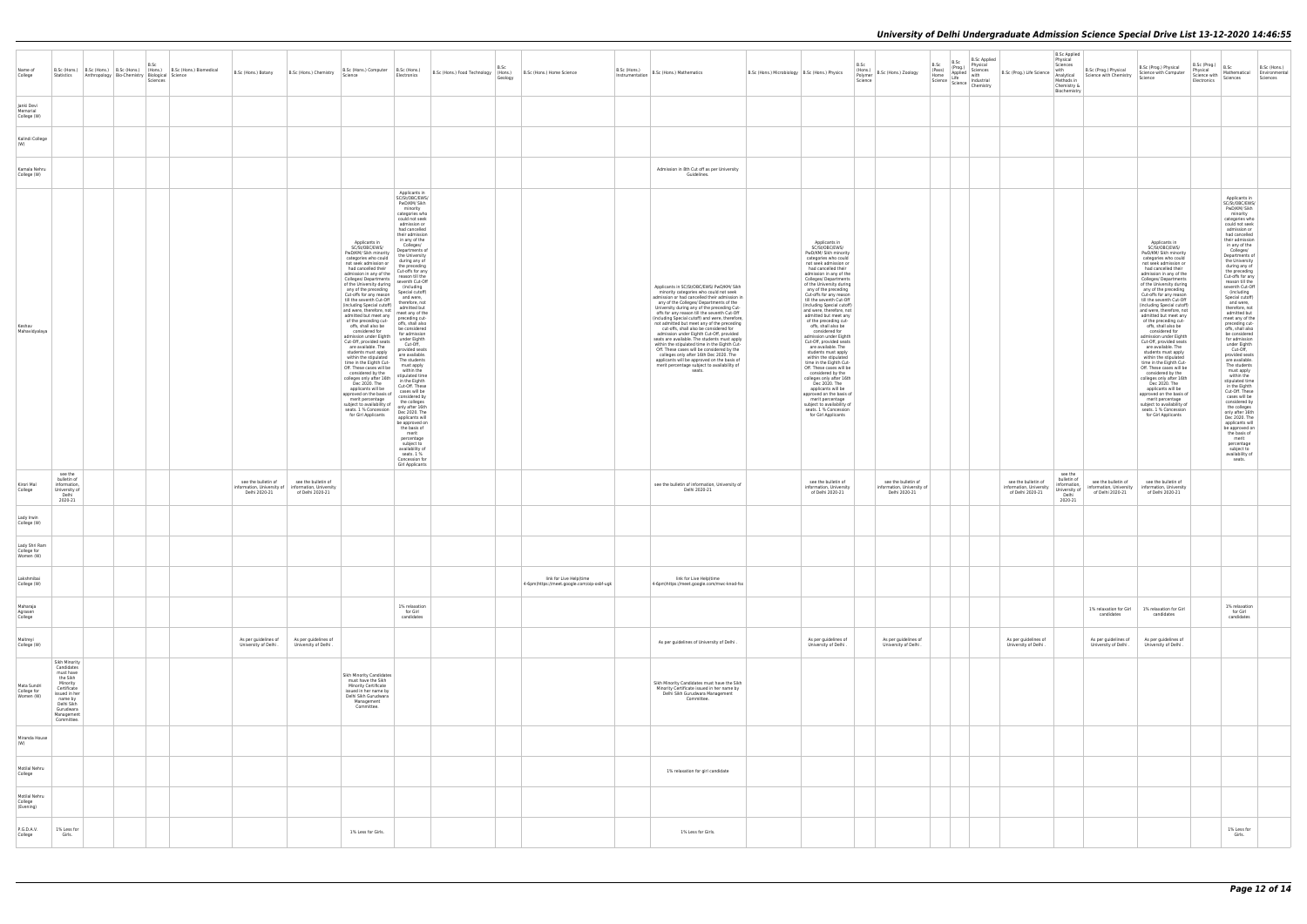# University of Delhi Undergraduate Admission Science Special Drive List 13-12-2020 14:46:55

| Name of College | B.Sc (Hons.) Statistics | B.Sc (Hons.) Anthropology | B.Sc (Hons.) Bio-Chemistry | B.Sc (Hons.) Biological Sciences | B.Sc (Hons.) Biomedical Science | B.Sc (Hons.) Botany | B.Sc (Hons.) Chemistry | B.Sc (Hons.) Computer Science | B.Sc (Hons.) Electronics | B.Sc (Hons.) Food Technology | B.Sc (Hons.) Geology | B.Sc (Hons.) Home Science | B.Sc (Hons.) Instrumentation | B.Sc (Hons.) Mathematics | B.Sc (Hons.) Microbiology | B.Sc (Hons.) Physics | B.Sc (Hons.) Polymer Science | B.Sc (Hons.) Zoology | B.Sc (Pass) Home Science | B.Sc (Prog.) Applied Life Science | B.Sc Applied Physical Sciences with Industrial Chemistry | B.Sc (Prog.) Life Science | B.Sc Applied Physical Sciences with Analytical Methods in Chemistry & Biochemistry | B.Sc (Prog.) Physical Science with Chemistry | B.Sc (Prog.) Physical Science with Computer Science | B.Sc (Prog.) Physical Science with Electronics | B.Sc Mathematical Sciences | B.Sc (Hons.) Environmental Sciences |
|---|---|---|---|---|---|---|---|---|---|---|---|---|---|---|---|---|---|---|---|---|---|---|---|---|---|---|---|---|
| Janki Devi Memorial College (W) | | | | | | | | | | | | | | | | | | | | | | | | | | | | |
| Kalindi College (W) | | | | | | | | | | | | | | | | | | | | | | | | | | | | |
| Kamala Nehru College (W) | | | | | | | | | | | | | | Admission in 8th Cut off as per University Guidelines. | | | | | | | | | | | | | | |
| Keshav Mahavidyalaya | | | | | | | | Applicants in SC/ST/OBC/EWS/ PwD/KM/ Sikh minority categories who could not seek admission or had cancelled their admission in any of the Colleges/ Departments of the University during any of the preceding Cut-offs for any reason till the seventh Cut-Off (including Special cutoff) and were, therefore, not admitted but meet any of the preceding cut-offs, shall also be considered for admission under Eighth Cut-Off, provided seats are available. The students must apply within the stipulated time in the Eighth Cut-Off. These cases will be considered by the colleges only after 16th Dec 2020. The applicants will be approved on the basis of merit percentage subject to availability of seats. 1 % Concession for Girl Applicants | Applicants in SC/ST/OBC/EWS/ PwD/KM/ Sikh minority categories who could not seek admission or had cancelled their admission in any of the Colleges/ Departments of the University during any of the preceding Cut-offs for any reason till the seventh Cut-Off (including Special cutoff) and were, therefore, not admitted but meet any of the preceding cut-offs, shall also be considered for admission under Eighth Cut-Off, provided seats are available. The students must apply within the stipulated time in the Eighth Cut-Off. These cases will be considered by the colleges only after 16th Dec 2020. The applicants will be approved on the basis of merit percentage subject to availability of seats. 1 % Concession for Girl Applicants | | | | | Applicants in SC/ST/OBC/EWS/ PwD/KM/ Sikh minority categories who could not seek admission or had cancelled their admission in any of the Colleges/ Departments of the University during any of the preceding Cut-offs for any reason till the seventh Cut-Off (including Special cutoff) and were, therefore, not admitted but meet any of the preceding cut-offs, shall also be considered for admission under Eighth Cut-Off, provided seats are available. The students must apply within the stipulated time in the Eighth Cut-Off. These cases will be considered by the colleges only after 16th Dec 2020. The applicants will be approved on the basis of merit percentage subject to availability of seats. | | Applicants in SC/ST/OBC/EWS/ PwD/KM/ Sikh minority categories who could not seek admission or had cancelled their admission in any of the Colleges/ Departments of the University during any of the preceding Cut-offs for any reason till the seventh Cut-Off (including Special cutoff) and were, therefore, not admitted but meet any of the preceding cut-offs, shall also be considered for admission under Eighth Cut-Off, provided seats are available. The students must apply within the stipulated time in the Eighth Cut-Off. These cases will be considered by the colleges only after 16th Dec 2020. The applicants will be approved on the basis of merit percentage subject to availability of seats. 1 % Concession for Girl Applicants | | | | | | | | | Applicants in SC/ST/OBC/EWS/ PwD/KM/ Sikh minority categories who could not seek admission or had cancelled their admission in any of the Colleges/ Departments of the University during any of the preceding Cut-offs for any reason till the seventh Cut-Off (including Special cutoff) and were, therefore, not admitted but meet any of the preceding cut-offs, shall also be considered for admission under Eighth Cut-Off, provided seats are available. The students must apply within the stipulated time in the Eighth Cut-Off. These cases will be considered by the colleges only after 16th Dec 2020. The applicants will be approved on the basis of merit percentage subject to availability of seats. 1 % Concession for Girl Applicants | | Applicants in SC/ST/OBC/EWS/ PwD/KM/ Sikh minority categories who could not seek admission or had cancelled their admission in any of the Colleges/ Departments of the University during any of the preceding Cut-offs for any reason till the seventh Cut-Off (including Special cutoff) and were, therefore, not admitted but meet any of the preceding cut-offs, shall also be considered for admission under Eighth Cut-Off, provided seats are available. The students must apply within the stipulated time in the Eighth Cut-Off. These cases will be considered by the colleges only after 16th Dec 2020. The applicants will be approved on the basis of merit percentage subject to availability of seats. | |
| Kirori Mal College | see the bulletin of information, University of Delhi 2020-21 | | | | | see the bulletin of information, University of Delhi 2020-21 | see the bulletin of information, University of Delhi 2020-21 | | | | | | | see the bulletin of information, University of Delhi 2020-21 | | see the bulletin of information, University of Delhi 2020-21 | | see the bulletin of information, University of Delhi 2020-21 | | | | see the bulletin of information, University of Delhi 2020-21 | see the bulletin of information, University of Delhi 2020-21 | see the bulletin of information, University of Delhi 2020-21 | see the bulletin of information, University of Delhi 2020-21 | | | |
| Lady Irwin College (W) | | | | | | | | | | | | | | | | | | | | | | | | | | | | |
| Lady Shri Ram College for Women (W) | | | | | | | | | | | | | | | | | | | | | | | | | | | | |
| Lakshmibai College (W) | | | | | | | | | | | | link for Live Helptime 4-6pm\|https://meet.google.com/ojo-osbf-ugk | | link for Live Helptime 4-6pm\|https://meet.google.com/mwc-knod-fxc | | | | | | | | | | | | | | |
| Maharaja Agrasen College | | | | | | | | | 1% relaxation for Girl candidates | | | | | | | | | | | | | | | 1% relaxation for Girl candidates | 1% relaxation for Girl candidates | | 1% relaxation for Girl candidates | |
| Maitreyi College (W) | | | | | | As per guidelines of University of Delhi . | As per guidelines of University of Delhi . | | | | | | | As per guidelines of University of Delhi . | | As per guidelines of University of Delhi . | | As per guidelines of University of Delhi . | | | | As per guidelines of University of Delhi . | | As per guidelines of University of Delhi . | As per guidelines of University of Delhi . | | | |
| Mata Sundri College for Women (W) | Sikh Minority Candidates must have the Sikh Minority Certificate issued in her name by Delhi Sikh Gurudwara Management Committee. | | | | | | | Sikh Minority Candidates must have the Sikh Minority Certificate issued in her name by Delhi Sikh Gurudwara Management Committee. | | | | | | Sikh Minority Candidates must have the Sikh Minority Certificate issued in her name by Delhi Sikh Gurudwara Management Committee. | | | | | | | | | | | | | | |
| Miranda House (W) | | | | | | | | | | | | | | | | | | | | | | | | | | | | |
| Motilal Nehru College | | | | | | | | | | | | | | 1% relaxation for girl candidate | | | | | | | | | | | | | | |
| Motilal Nehru College (Evening) | | | | | | | | | | | | | | | | | | | | | | | | | | | | |
| P.G.D.A.V. College | 1% Less for Girls. | | | | | | | 1% Less for Girls. | | | | | | 1% Less for Girls. | | | | | | | | | | | | | 1% Less for Girls. | |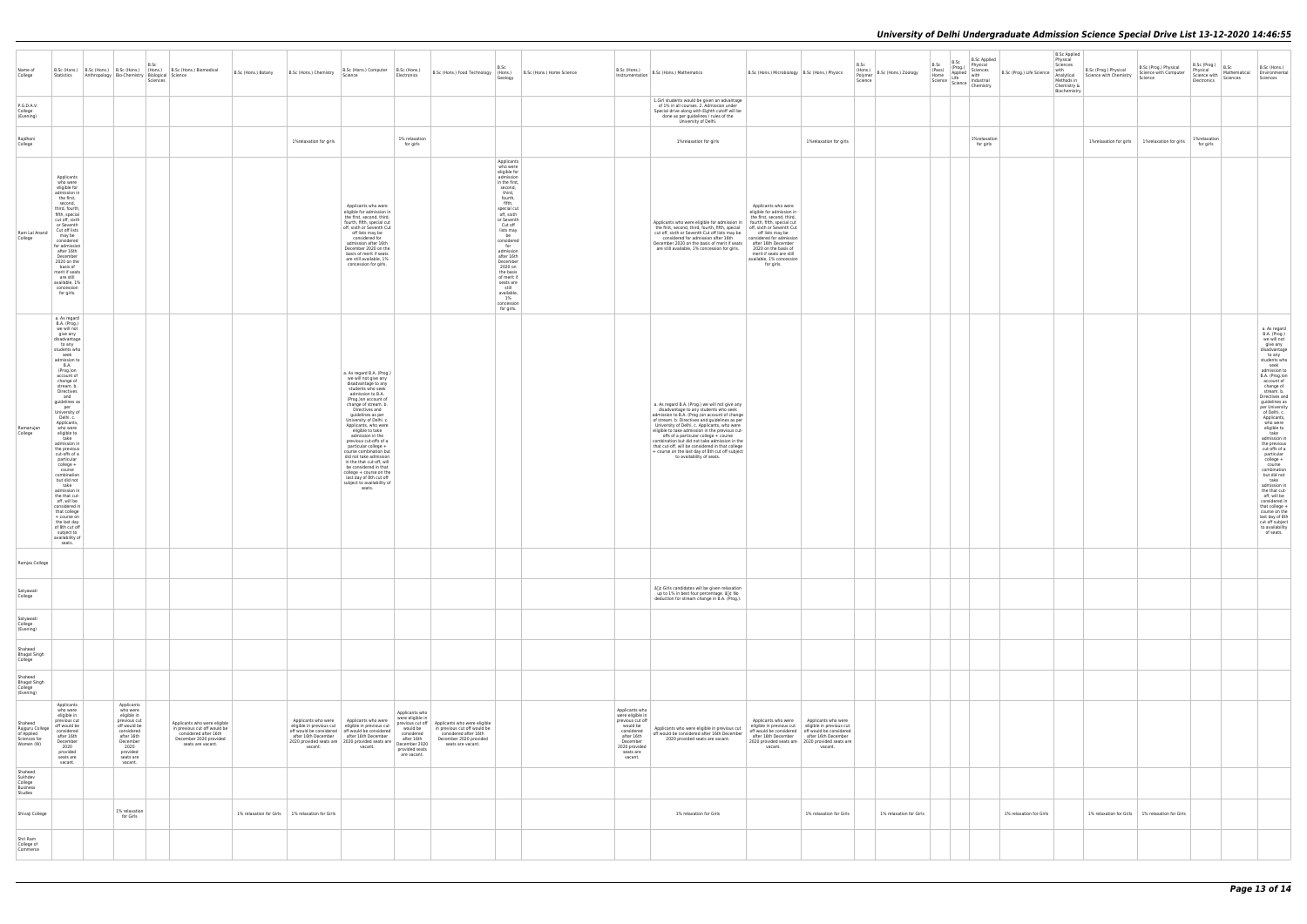# University of Delhi Undergraduate Admission Science Special Drive List 13-12-2020 14:46:55

| Name of College | B.Sc (Hons.) Statistics | B.Sc (Hons.) Anthropology | B.Sc (Hons.) Bio-Chemistry | B.Sc (Hons.) Biological Sciences | B.Sc (Hons.) Biomedical Science | B.Sc (Hons.) Botany | B.Sc (Hons.) Chemistry | B.Sc (Hons.) Computer Science | B.Sc (Hons.) Electronics | B.Sc (Hons.) Food Technology | B.Sc (Hons.) Geology | B.Sc (Hons.) Home Science | B.Sc (Hons.) Instrumentation | B.Sc (Hons.) Mathematics | B.Sc (Hons.) Microbiology | B.Sc (Hons.) Physics | B.Sc (Hons.) Polymer Science | B.Sc (Hons.) Zoology | B.Sc (Pass) Home Science | B.Sc (Prog.) Applied Life Science | B.Sc Applied Physical Sciences with Industrial Chemistry | B.Sc (Prog.) Life Science | B.Sc Applied Physical Sciences with Analytical Methods in Chemistry & Biochemistry | B.Sc (Prog.) Physical Science with Chemistry | B.Sc (Prog.) Physical Science with Computer Science | B.Sc (Prog.) Physical Science with Electronics | B.Sc Mathematical Sciences | B.Sc (Hons.) Environmental Sciences |
|---|---|---|---|---|---|---|---|---|---|---|---|---|---|---|---|---|---|---|---|---|---|---|---|---|---|---|---|---|
| P.G.D.A.V. College (Evening) | | | | | | | | | | | | | | 1.Girl students would be given an advantage of 1% in all courses. 2. Admission under Special drive along with Eighth cutoff will be done as per guidelines / rules of the University of Delhi. | | | | | | | | | | | | | | |
| Rajdhani College | | | | | | | 1%relaxation for girls | | 1% relaxation for girls | | | | | 1%relaxation for girls | | 1%relaxation for girls | | | | | 1%relaxation for girls | | | 1%relaxation for girls | 1%relaxation for girls | 1%relaxation for girls | | |
| Ram Lal Anand College | Applicants who were eligible for admission in the first, second, third, fourth, fifth, special cut off, sixth or Seventh Cut off lists may be considered for admission after 16th December 2020 on the basis of merit if seats are still available, 1% concession for girls. | | | | | | | Applicants who were eligible for admission in the first, second, third, fourth, fifth, special cut off, sixth or Seventh Cut off lists may be considered for admission after 16th December 2020 on the basis of merit if seats are still available, 1% concession for girls. | | | Applicants who were eligible for admission in the first, second, third, fourth, fifth, special cut off, sixth or Seventh Cut off lists may be considered for admission after 16th December 2020 on the basis of merit if seats are still available, 1% concession for girls. | | | Applicants who were eligible for admission in the first, second, third, fourth, fifth, special cut off, sixth or Seventh Cut off lists may be considered for admission after 16th December 2020 on the basis of merit if seats are still available, 1% concession for girls. | Applicants who were eligible for admission in the first, second, third, fourth, fifth, special cut off, sixth or Seventh Cut off lists may be considered for admission after 16th December 2020 on the basis of merit if seats are still available, 1% concession for girls. | | | | | | | | | | | | | |
| Ramanujan College | a. As regard B.A. (Prog.) we will not give any disadvantage to any students who seek admission to B.A. (Prog.)on account of change of stream. b. Directives and guidelines as per University of Delhi. c. Applicants, who were eligible to take admission in the previous cut-offs of a particular college + course combination but did not take admission in the that cut-off, will be considered in that college + course on the last day of 8th cut off subject to availability of seats. | | | | | | | a. As regard B.A. (Prog.) we will not give any disadvantage to any students who seek admission to B.A. (Prog.)on account of change of stream. b. Directives and guidelines as per University of Delhi. c. Applicants, who were eligible to take admission in the previous cut-offs of a particular college + course combination but did not take admission in the that cut-off, will be considered in that college + course on the last day of 8th cut off subject to availability of seats. | | | | | | a. As regard B.A. (Prog.) we will not give any disadvantage to any students who seek admission to B.A. (Prog.)on account of change of stream. b. Directives and guidelines as per University of Delhi. c. Applicants, who were eligible to take admission in the previous cut-offs of a particular college + course combination but did not take admission in the that cut-off, will be considered in that college + course on the last day of 8th cut off subject to availability of seats. | | | | | | | | | | | | | | a. As regard B.A. (Prog.) we will not give any disadvantage to any students who seek admission to B.A. (Prog.)on account of change of stream. b. Directives and guidelines as per University of Delhi. c. Applicants, who were eligible to take admission in the previous cut-offs of a particular college + course combination but did not take admission in the that cut-off, will be considered in that college + course on the last day of 8th cut off subject to availability of seats. |
| Ramjas College | | | | | | | | | | | | | | | | | | | | | | | | | | | | |
| Satyawati College | | | | | | | | | | | | | | â¦ Girls candidates will be given relaxation up to 1% in best four percentage. â¦ No deduction for stream change in B.A. (Prog.). | | | | | | | | | | | | | | |
| Satyawati College (Evening) | | | | | | | | | | | | | | | | | | | | | | | | | | | | |
| Shaheed Bhagat Singh College | | | | | | | | | | | | | | | | | | | | | | | | | | | | |
| Shaheed Bhagat Singh College (Evening) | | | | | | | | | | | | | | | | | | | | | | | | | | | | |
| Shaheed Rajguru College of Applied Sciences for Women (W) | Applicants who were eligible in previous cut off would be considered after 16th December 2020 provided seats are vacant. | | Applicants who were eligible in previous cut off would be considered after 16th December 2020 provided seats are vacant. | | Applicants who were eligible in previous cut off would be considered after 16th December 2020 provided seats are vacant. | | Applicants who were eligible in previous cut off would be considered after 16th December 2020 provided seats are vacant. | Applicants who were eligible in previous cut off would be considered after 16th December 2020 provided seats are vacant. | Applicants who were eligible in previous cut off would be considered after 16th December 2020 provided seats are vacant. | Applicants who were eligible in previous cut off would be considered after 16th December 2020 provided seats are vacant. | | | Applicants who were eligible in previous cut off would be considered after 16th December 2020 provided seats are vacant. | Applicants who were eligible in previous cut off would be considered after 16th December 2020 provided seats are vacant. | Applicants who were eligible in previous cut off would be considered after 16th December 2020 provided seats are vacant. | Applicants who were eligible in previous cut off would be considered after 16th December 2020 provided seats are vacant. | | | | | | | | | | | | |
| Shaheed Sukhdev College Business Studies | | | | | | | | | | | | | | | | | | | | | | | | | | | | |
| Shivaji College | | | 1% relaxation for Girls | | | 1% relaxation for Girls | 1% relaxation for Girls | | | | | | | 1% relaxation for Girls | | 1% relaxation for Girls | | 1% relaxation for Girls | | | | 1% relaxation for Girls | | 1% relaxation for Girls | 1% relaxation for Girls | | | |
| Shri Ram College of Commerce | | | | | | | | | | | | | | | | | | | | | | | | | | | | |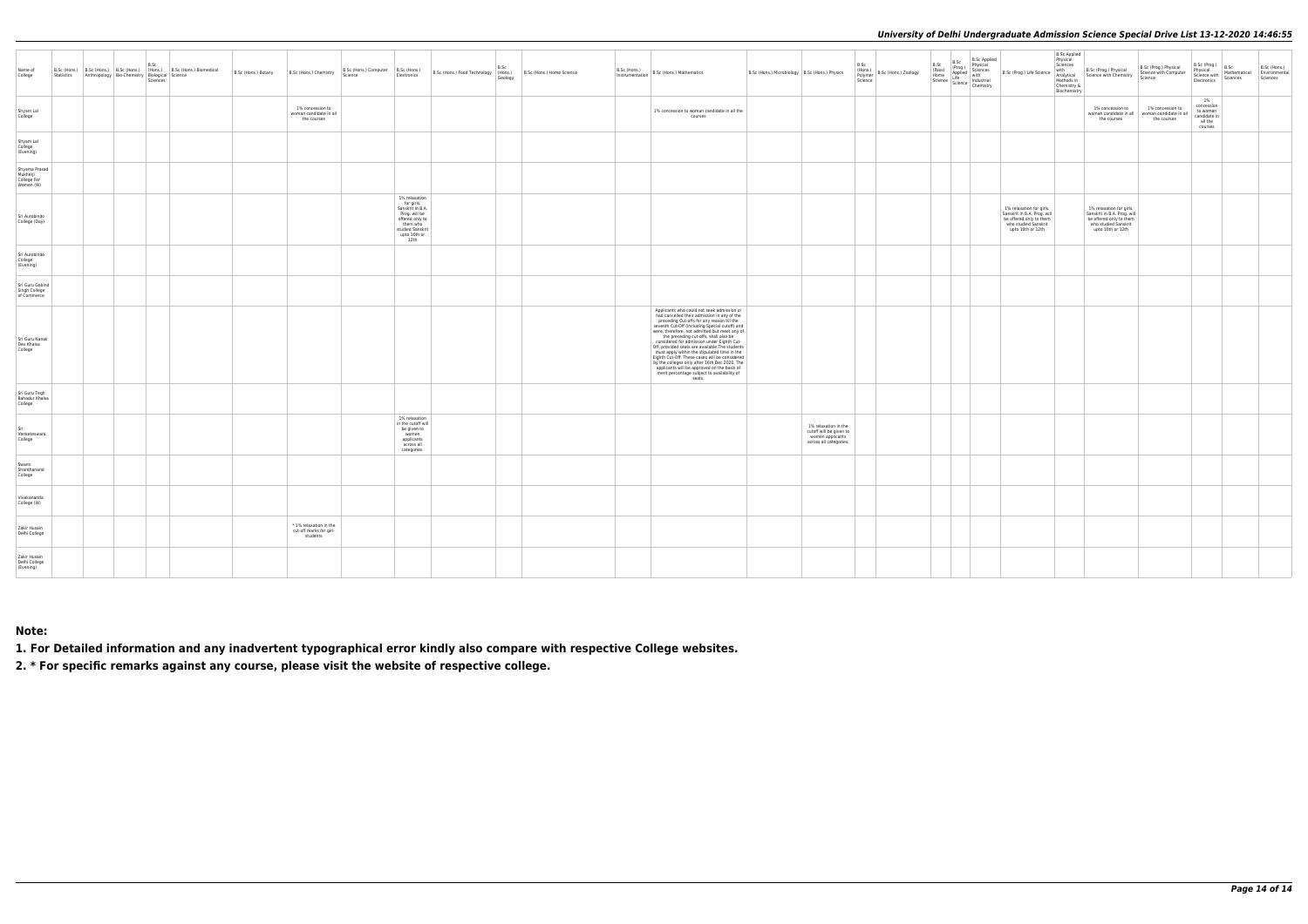| Name of College | B.Sc (Hons.) Statistics | B.Sc (Hons.) Anthropology | B.Sc (Hons.) Bio-Chemistry | B.Sc (Hons.) Biological Sciences | B.Sc (Hons.) Biomedical Science | B.Sc (Hons.) Botany | B.Sc (Hons.) Chemistry | B.Sc (Hons.) Computer Science | B.Sc (Hons.) Electronics | B.Sc (Hons.) Food Technology | B.Sc (Hons.) Geology | B.Sc (Hons.) Home Science | B.Sc (Hons.) Instrumentation | B.Sc (Hons.) Mathematics | B.Sc (Hons.) Microbiology | B.Sc (Hons.) Physics | B.Sc (Hons.) Polymer Science | B.Sc (Hons.) Zoology | B.Sc (Pass) Home Science | B.Sc (Prog.) Applied Life Science | B.Sc Applied Physical Sciences with Industrial Chemistry | B.Sc (Prog.) Life Science | B.Sc Applied Physical Sciences with Analytical Methods in Chemistry & Biochemistry | B.Sc (Prog.) Physical Science with Chemistry | B.Sc (Prog.) Physical Science with Computer Science | B.Sc (Prog.) Physical Science with Electronics | B.Sc Mathematical Sciences | B.Sc (Hons.) Environmental Sciences |
|---|---|---|---|---|---|---|---|---|---|---|---|---|---|---|---|---|---|---|---|---|---|---|---|---|---|---|---|---|
| Shyam Lal College | | | | | | | 1% concession to woman candidate in all the courses | | | | | | | 1% concession to woman candidate in all the courses | | | | | | | | | | 1% concession to woman candidate in all the courses | 1% concession to woman candidate in all the courses | 1% concession to woman candidate in all the courses | | |
| Shyam Lal College (Evening) | | | | | | | | | | | | | | | | | | | | | | | | | | | | |
| Shyama Prasad Mukherji College For Women (W) | | | | | | | | | | | | | | | | | | | | | | | | | | | | |
| Sri Aurobindo College (Day) | | | | | | | | | 1% relaxation for girls. Sanskrit in B.A. Prog. will be offered only to them who studied Sanskrit upto 10th or 12th | | | | | | | | | | | | | 1% relaxation for girls. Sanskrit in B.A. Prog. will be offered only to them who studied Sanskrit upto 10th or 12th | | 1% relaxation for girls. Sanskrit in B.A. Prog. will be offered only to them who studied Sanskrit upto 10th or 12th | | | | |
| Sri Aurobindo College (Evening) | | | | | | | | | | | | | | | | | | | | | | | | | | | | |
| Sri Guru Gobind Singh College of Commerce | | | | | | | | | | | | | | | | | | | | | | | | | | | | |
| Sri Guru Nanak Dev Khalsa College | | | | | | | | | | | | | | Applicants who could not seek admission or had cancelled their admission in any of the preceding Cut-offs for any reason till the seventh Cut-Off (including Special cutoff) and were, therefore, not admitted but meet any of the preceding cut-offs, shall also be considered for admission under Eighth Cut-Off, provided seats are available.The students must apply within the stipulated time in the Eighth Cut-Off. These cases will be considered by the colleges only after 16th Dec 2020. The applicants will be approved on the basis of merit percentage subject to availability of seats. | | | | | | | | | | | | | | |
| Sri Guru Tegh Bahadur Khalsa College | | | | | | | | | | | | | | | | | | | | | | | | | | | | |
| Sri Venkateswara College | | | | | | | | | 1% relaxation in the cutoff will be given to women applicants across all categories. | | | | | | | 1% relaxation in the cutoff will be given to women applicants across all categories. | | | | | | | | | | | | |
| Swami Shraddhanand College | | | | | | | | | | | | | | | | | | | | | | | | | | | | |
| Vivekananda College (W) | | | | | | | | | | | | | | | | | | | | | | | | | | | | |
| Zakir Husain Delhi College | | | | | | | * 1% relaxation in the cut-off marks for girl-students | | | | | | | | | | | | | | | | | | | | | |
| Zakir Husain Delhi College (Evening) | | | | | | | | | | | | | | | | | | | | | | | | | | | | |

**Note:**

**1. For Detailed information and any inadvertent typographical error kindly also compare with respective College websites.**

**2. * For specific remarks against any course, please visit the website of respective college.**